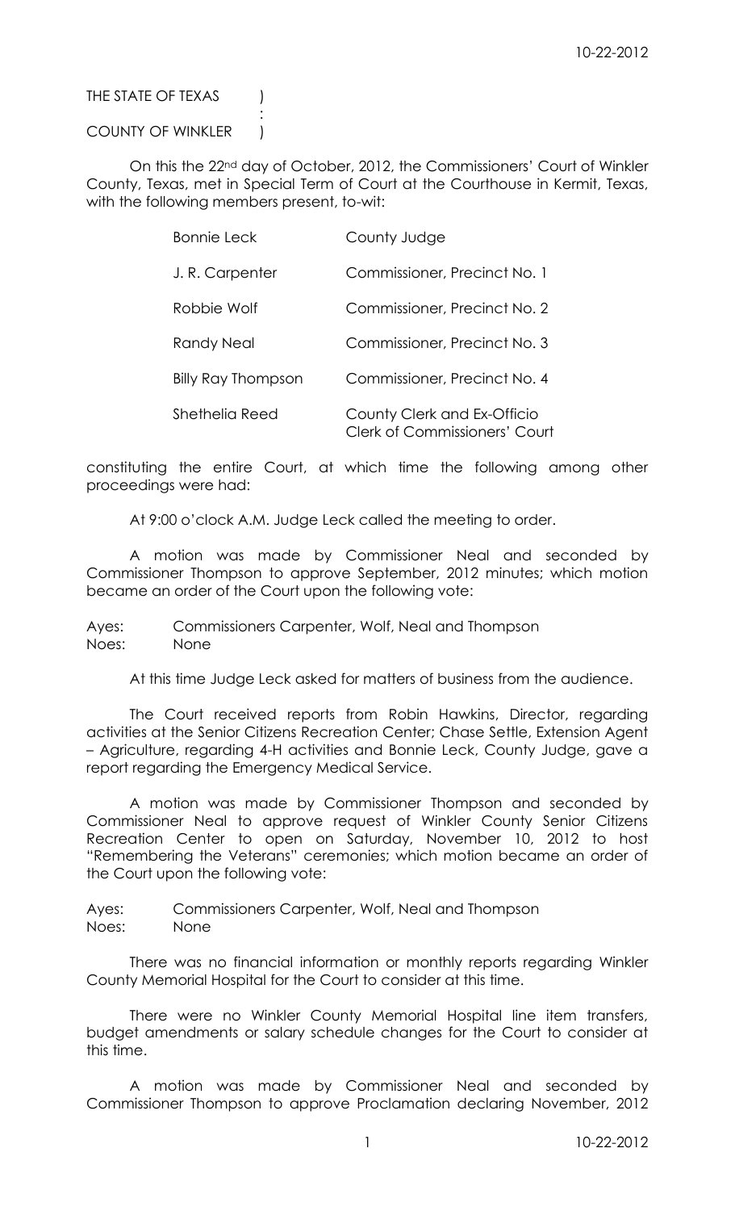THE STATE OF TEXAS )
:
COUNTY OF WINKLER )

On this the 22nd day of October, 2012, the Commissioners' Court of Winkler County, Texas, met in Special Term of Court at the Courthouse in Kermit, Texas, with the following members present, to-wit:

| | |
|---|---|
| Bonnie Leck | County Judge |
| J. R. Carpenter | Commissioner, Precinct No. 1 |
| Robbie Wolf | Commissioner, Precinct No. 2 |
| Randy Neal | Commissioner, Precinct No. 3 |
| Billy Ray Thompson | Commissioner, Precinct No. 4 |
| Shethelia Reed | County Clerk and Ex-Officio Clerk of Commissioners' Court |

constituting the entire Court, at which time the following among other proceedings were had:

At 9:00 o'clock A.M. Judge Leck called the meeting to order.

A motion was made by Commissioner Neal and seconded by Commissioner Thompson to approve September, 2012 minutes; which motion became an order of the Court upon the following vote:

Ayes: Commissioners Carpenter, Wolf, Neal and Thompson
Noes: None

At this time Judge Leck asked for matters of business from the audience.

The Court received reports from Robin Hawkins, Director, regarding activities at the Senior Citizens Recreation Center; Chase Settle, Extension Agent – Agriculture, regarding 4-H activities and Bonnie Leck, County Judge, gave a report regarding the Emergency Medical Service.

A motion was made by Commissioner Thompson and seconded by Commissioner Neal to approve request of Winkler County Senior Citizens Recreation Center to open on Saturday, November 10, 2012 to host "Remembering the Veterans" ceremonies; which motion became an order of the Court upon the following vote:

Ayes: Commissioners Carpenter, Wolf, Neal and Thompson
Noes: None

There was no financial information or monthly reports regarding Winkler County Memorial Hospital for the Court to consider at this time.

There were no Winkler County Memorial Hospital line item transfers, budget amendments or salary schedule changes for the Court to consider at this time.

A motion was made by Commissioner Neal and seconded by Commissioner Thompson to approve Proclamation declaring November, 2012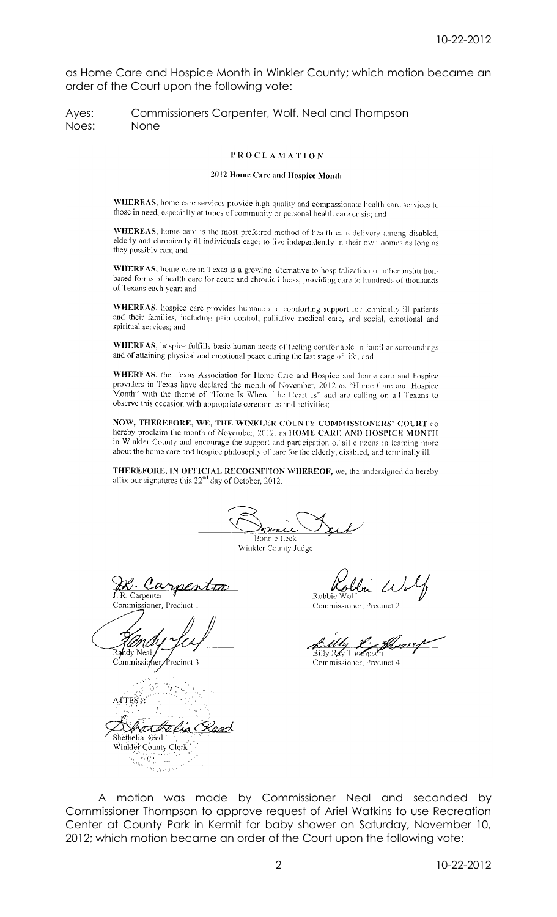as Home Care and Hospice Month in Winkler County; which motion became an order of the Court upon the following vote:

Ayes: Commissioners Carpenter, Wolf, Neal and Thompson
Noes: None

**PROCLAMATION**

**2012 Home Care and Hospice Month**

**WHEREAS,** home care services provide high quality and compassionate health care services to those in need, especially at times of community or personal health care crisis; and

**WHEREAS,** home care is the most preferred method of health care delivery among disabled, elderly and chronically ill individuals eager to live independently in their own homes as long as they possibly can; and

**WHEREAS,** home care in Texas is a growing alternative to hospitalization or other institution-based forms of health care for acute and chronic illness, providing care to hundreds of thousands of Texans each year; and

**WHEREAS,** hospice care provides humane and comforting support for terminally ill patients and their families, including pain control, palliative medical care, and social, emotional and spiritual services; and

**WHEREAS,** hospice fulfills basic human needs of feeling comfortable in familiar surroundings and of attaining physical and emotional peace during the last stage of life; and

**WHEREAS,** the Texas Association for Home Care and Hospice and home care and hospice providers in Texas have declared the month of November, 2012 as "Home Care and Hospice Month" with the theme of "Home Is Where The Heart Is" and are calling on all Texans to observe this occasion with appropriate ceremonies and activities;

**NOW, THEREFORE, WE, THE WINKLER COUNTY COMMISSIONERS' COURT** do hereby proclaim the month of November, 2012, as **HOME CARE AND HOSPICE MONTH** in Winkler County and encourage the support and participation of all citizens in learning more about the home care and hospice philosophy of care for the elderly, disabled, and terminally ill.

**THEREFORE, IN OFFICIAL RECOGNITION WHEREOF,** we, the undersigned do hereby affix our signatures this 22nd day of October, 2012.

Bonnie Leck
Winkler County Judge

J. R. Carpenter
Commissioner, Precinct 1

Robbie Wolf
Commissioner, Precinct 2

Randy Neal
Commissioner, Precinct 3

Billy Ray Thompson
Commissioner, Precinct 4

ATTEST:

Shethelia Reed
Winkler County Clerk

A motion was made by Commissioner Neal and seconded by Commissioner Thompson to approve request of Ariel Watkins to use Recreation Center at County Park in Kermit for baby shower on Saturday, November 10, 2012; which motion became an order of the Court upon the following vote: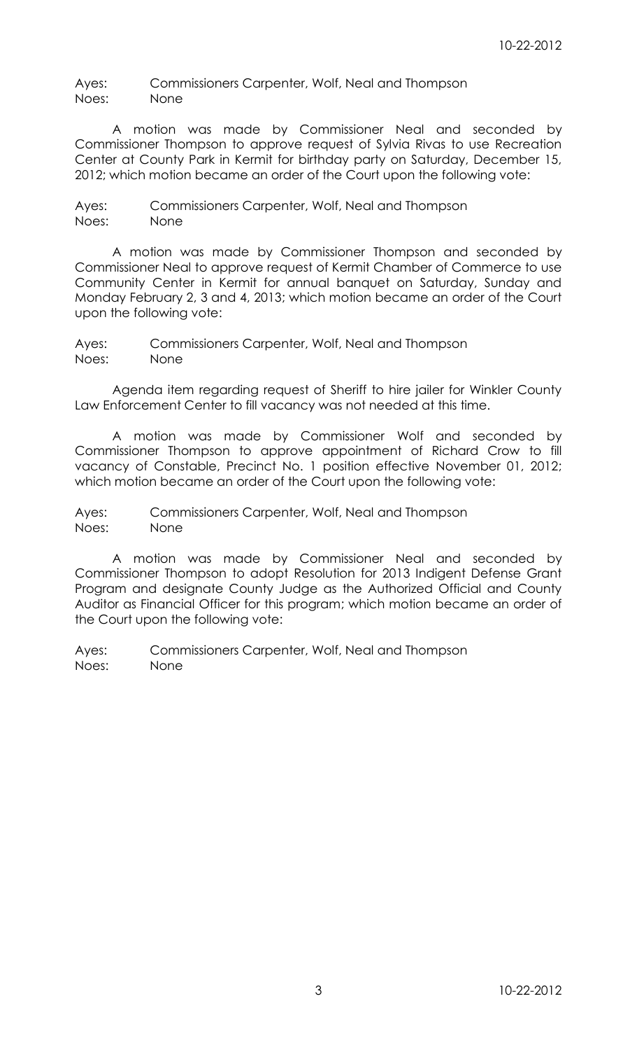Ayes: Commissioners Carpenter, Wolf, Neal and Thompson
Noes: None

A motion was made by Commissioner Neal and seconded by Commissioner Thompson to approve request of Sylvia Rivas to use Recreation Center at County Park in Kermit for birthday party on Saturday, December 15, 2012; which motion became an order of the Court upon the following vote:

Ayes: Commissioners Carpenter, Wolf, Neal and Thompson
Noes: None

A motion was made by Commissioner Thompson and seconded by Commissioner Neal to approve request of Kermit Chamber of Commerce to use Community Center in Kermit for annual banquet on Saturday, Sunday and Monday February 2, 3 and 4, 2013; which motion became an order of the Court upon the following vote:

Ayes: Commissioners Carpenter, Wolf, Neal and Thompson
Noes: None

Agenda item regarding request of Sheriff to hire jailer for Winkler County Law Enforcement Center to fill vacancy was not needed at this time.

A motion was made by Commissioner Wolf and seconded by Commissioner Thompson to approve appointment of Richard Crow to fill vacancy of Constable, Precinct No. 1 position effective November 01, 2012; which motion became an order of the Court upon the following vote:

Ayes: Commissioners Carpenter, Wolf, Neal and Thompson
Noes: None

A motion was made by Commissioner Neal and seconded by Commissioner Thompson to adopt Resolution for 2013 Indigent Defense Grant Program and designate County Judge as the Authorized Official and County Auditor as Financial Officer for this program; which motion became an order of the Court upon the following vote:

Ayes: Commissioners Carpenter, Wolf, Neal and Thompson
Noes: None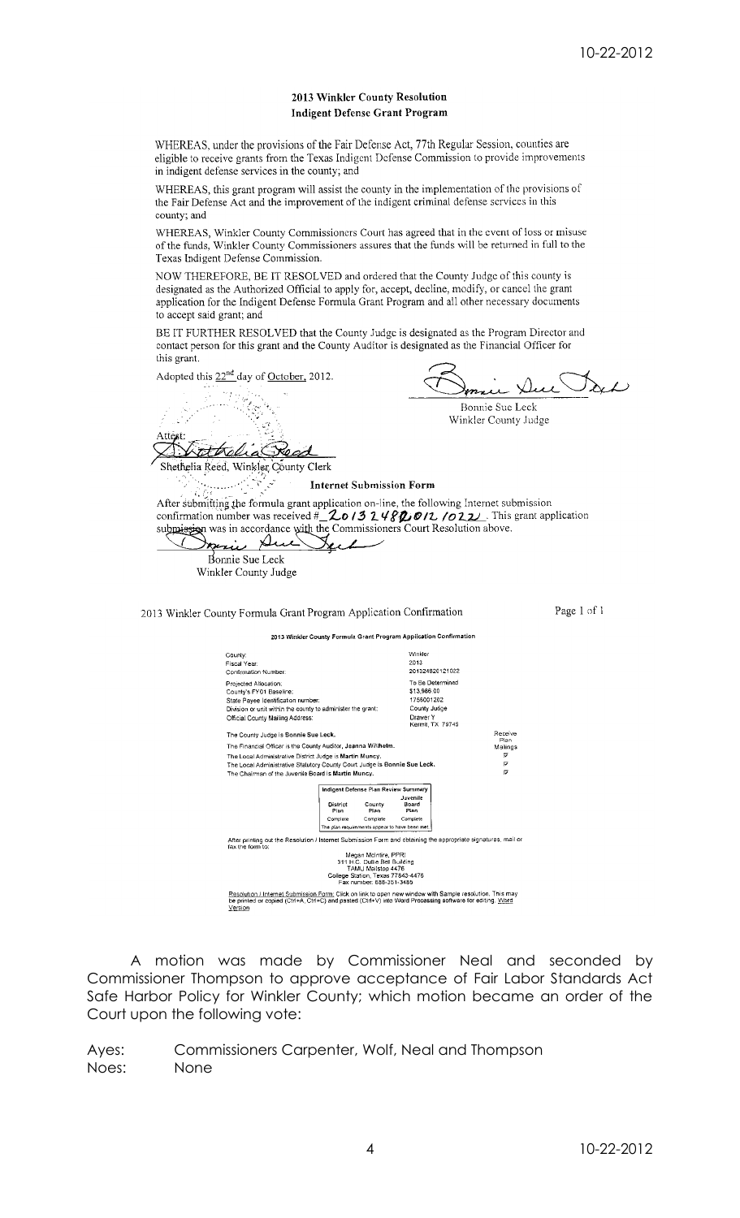## 2013 Winkler County Resolution
## Indigent Defense Grant Program

WHEREAS, under the provisions of the Fair Defense Act, 77th Regular Session, counties are eligible to receive grants from the Texas Indigent Defense Commission to provide improvements in indigent defense services in the county; and

WHEREAS, this grant program will assist the county in the implementation of the provisions of the Fair Defense Act and the improvement of the indigent criminal defense services in this county; and

WHEREAS, Winkler County Commissioners Court has agreed that in the event of loss or misuse of the funds, Winkler County Commissioners assures that the funds will be returned in full to the Texas Indigent Defense Commission.

NOW THEREFORE, BE IT RESOLVED and ordered that the County Judge of this county is designated as the Authorized Official to apply for, accept, decline, modify, or cancel the grant application for the Indigent Defense Formula Grant Program and all other necessary documents to accept said grant; and

BE IT FURTHER RESOLVED that the County Judge is designated as the Program Director and contact person for this grant and the County Auditor is designated as the Financial Officer for this grant.

Adopted this 22nd day of October, 2012.

Bonnie Sue Leck
Winkler County Judge

Attest:
Shethelia Reed, Winkler County Clerk

**Internet Submission Form**

After submitting the formula grant application on-line, the following Internet submission confirmation number was received #_2013248201210 22_. This grant application submission was in accordance with the Commissioners Court Resolution above.

Bonnie Sue Leck
Winkler County Judge

2013 Winkler County Formula Grant Program Application Confirmation — Page 1 of 1

**2013 Winkler County Formula Grant Program Application Confirmation**

| | |
|---|---|
| County: | Winkler |
| Fiscal Year: | 2013 |
| Confirmation Number: | 201324820121022 |
| Projected Allocation: | To Be Determined |
| County's FY01 Baseline: | $13,986.00 |
| State Payee Identification number: | 1756001202 |
| Division or unit within the county to administer the grant: | County Judge |
| Official County Mailing Address: | Drawer Y Kermit, TX 79745 |

| | Receive Plan Mailings |
|---|---|
| The County Judge is **Bonnie Sue Leck.** | |
| The Financial Officer is the County Auditor, **Joanna Wilhelm.** | |
| The Local Administrative District Judge is **Martin Muncy.** | ☑ |
| The Local Administrative Statutory County Court Judge is **Bonnie Sue Leck.** | ☑ |
| The Chairman of the Juvenile Board is **Martin Muncy.** | ☑ |

| Indigent Defense Plan Review Summary | | |
|---|---|---|
| District Plan | County Plan | Juvenile Board Plan |
| Complete | Complete | Complete |
| The plan requirements appear to have been met. | | |

After printing out the Resolution / Internet Submission Form and obtaining the appropriate signatures, mail or fax the form to:

Megan McIntire, PPRI
311 H.C. Dulie Bell Building
TAMU Mailstop 4476
College Station, Texas 77843-4476
Fax number: 888-351-3485

Resolution / Internet Submission Form: Click on link to open new window with Sample resolution. This may be printed or copied (Ctrl+A, Ctrl+C) and pasted (Ctrl+V) into Word Processing software for editing. Word Version

A motion was made by Commissioner Neal and seconded by Commissioner Thompson to approve acceptance of Fair Labor Standards Act Safe Harbor Policy for Winkler County; which motion became an order of the Court upon the following vote:

Ayes: Commissioners Carpenter, Wolf, Neal and Thompson
Noes: None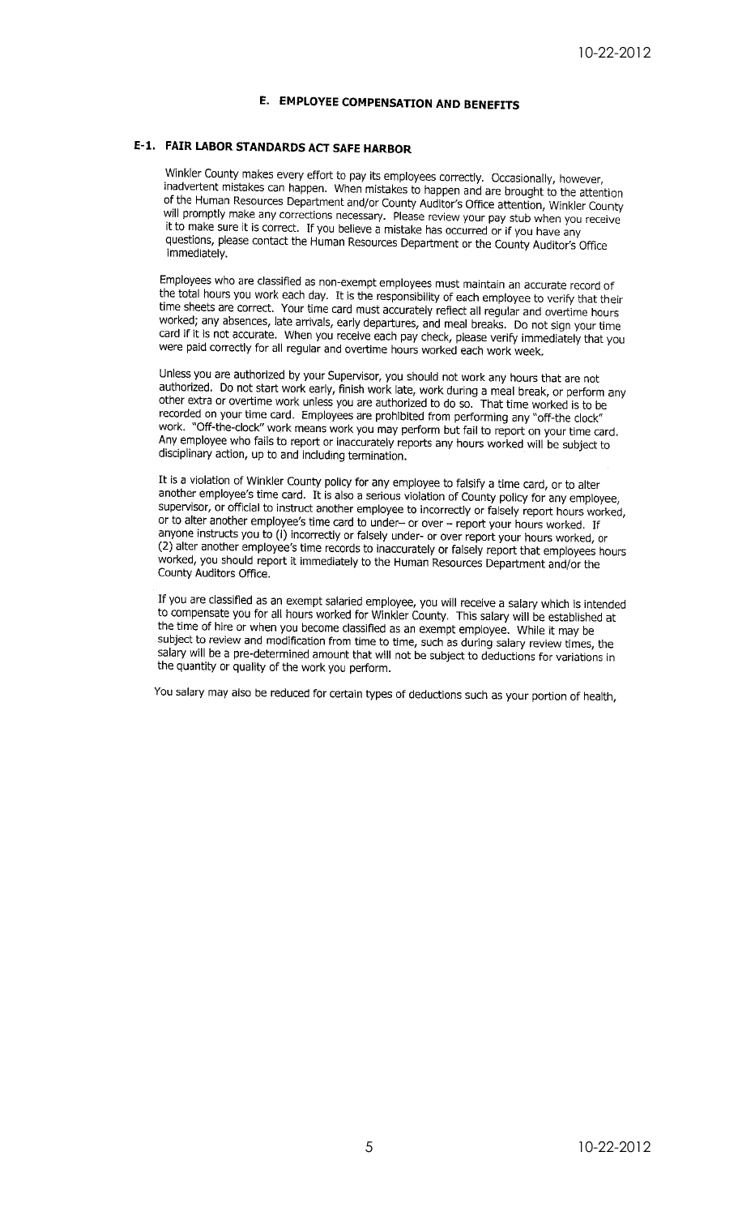# E. EMPLOYEE COMPENSATION AND BENEFITS

## E-1. FAIR LABOR STANDARDS ACT SAFE HARBOR

Winkler County makes every effort to pay its employees correctly. Occasionally, however, inadvertent mistakes can happen. When mistakes to happen and are brought to the attention of the Human Resources Department and/or County Auditor's Office attention, Winkler County will promptly make any corrections necessary. Please review your pay stub when you receive it to make sure it is correct. If you believe a mistake has occurred or if you have any questions, please contact the Human Resources Department or the County Auditor's Office immediately.

Employees who are classified as non-exempt employees must maintain an accurate record of the total hours you work each day. It is the responsibility of each employee to verify that their time sheets are correct. Your time card must accurately reflect all regular and overtime hours worked; any absences, late arrivals, early departures, and meal breaks. Do not sign your time card if it is not accurate. When you receive each pay check, please verify immediately that you were paid correctly for all regular and overtime hours worked each work week.

Unless you are authorized by your Supervisor, you should not work any hours that are not authorized. Do not start work early, finish work late, work during a meal break, or perform any other extra or overtime work unless you are authorized to do so. That time worked is to be recorded on your time card. Employees are prohibited from performing any "off-the clock" work. "Off-the-clock" work means work you may perform but fail to report on your time card. Any employee who fails to report or inaccurately reports any hours worked will be subject to disciplinary action, up to and including termination.

It is a violation of Winkler County policy for any employee to falsify a time card, or to alter another employee's time card. It is also a serious violation of County policy for any employee, supervisor, or official to instruct another employee to incorrectly or falsely report hours worked, or to alter another employee's time card to under– or over – report your hours worked. If anyone instructs you to (l) incorrectly or falsely under- or over report your hours worked, or (2) alter another employee's time records to inaccurately or falsely report that employees hours worked, you should report it immediately to the Human Resources Department and/or the County Auditors Office.

If you are classified as an exempt salaried employee, you will receive a salary which is intended to compensate you for all hours worked for Winkler County. This salary will be established at the time of hire or when you become classified as an exempt employee. While it may be subject to review and modification from time to time, such as during salary review times, the salary will be a pre-determined amount that will not be subject to deductions for variations in the quantity or quality of the work you perform.

You salary may also be reduced for certain types of deductions such as your portion of health,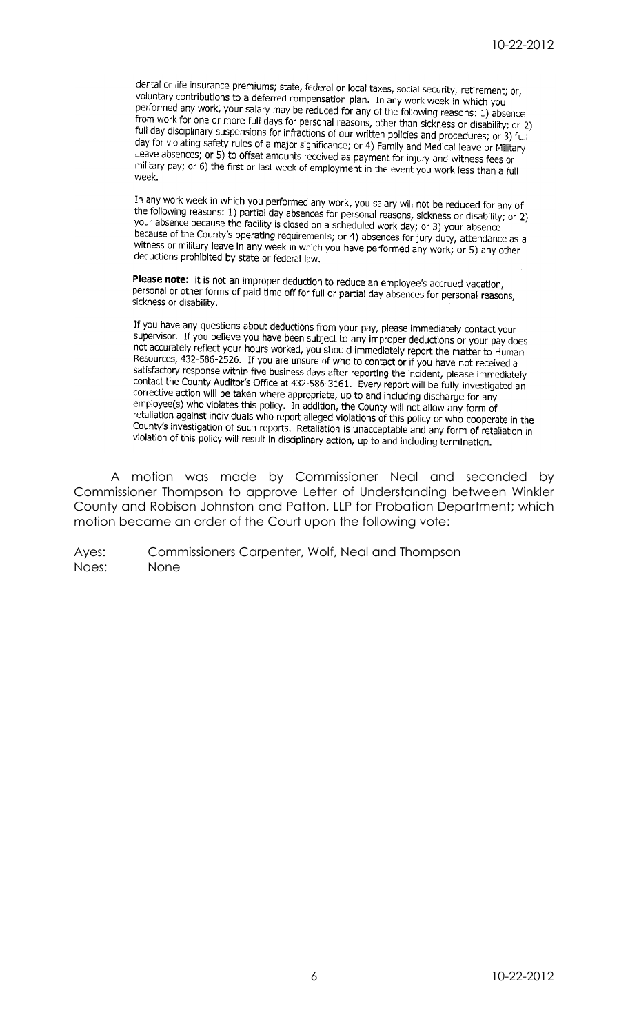dental or life insurance premiums; state, federal or local taxes, social security, retirement; or, voluntary contributions to a deferred compensation plan. In any work week in which you performed any work, your salary may be reduced for any of the following reasons: 1) absence from work for one or more full days for personal reasons, other than sickness or disability; or 2) full day disciplinary suspensions for infractions of our written policies and procedures; or 3) full day for violating safety rules of a major significance; or 4) Family and Medical leave or Military Leave absences; or 5) to offset amounts received as payment for injury and witness fees or military pay; or 6) the first or last week of employment in the event you work less than a full week.

In any work week in which you performed any work, you salary will not be reduced for any of the following reasons: 1) partial day absences for personal reasons, sickness or disability; or 2) your absence because the facility is closed on a scheduled work day; or 3) your absence because of the County's operating requirements; or 4) absences for jury duty, attendance as a witness or military leave in any week in which you have performed any work; or 5) any other deductions prohibited by state or federal law.

**Please note:** It is not an improper deduction to reduce an employee's accrued vacation, personal or other forms of paid time off for full or partial day absences for personal reasons, sickness or disability.

If you have any questions about deductions from your pay, please immediately contact your supervisor. If you believe you have been subject to any improper deductions or your pay does not accurately reflect your hours worked, you should immediately report the matter to Human Resources, 432-586-2526. If you are unsure of who to contact or if you have not received a satisfactory response within five business days after reporting the incident, please immediately contact the County Auditor's Office at 432-586-3161. Every report will be fully investigated an corrective action will be taken where appropriate, up to and including discharge for any employee(s) who violates this policy. In addition, the County will not allow any form of retaliation against individuals who report alleged violations of this policy or who cooperate in the County's investigation of such reports. Retaliation is unacceptable and any form of retaliation in violation of this policy will result in disciplinary action, up to and including termination.

A motion was made by Commissioner Neal and seconded by Commissioner Thompson to approve Letter of Understanding between Winkler County and Robison Johnston and Patton, LLP for Probation Department; which motion became an order of the Court upon the following vote:

Ayes: Commissioners Carpenter, Wolf, Neal and Thompson
Noes: None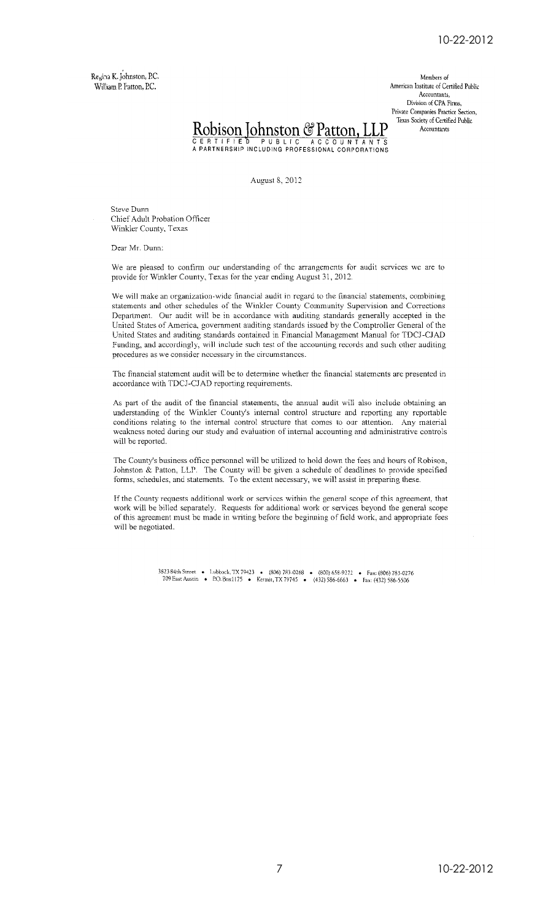Regina K. Johnston, P.C.
William P. Patton, P.C.

Members of
American Institute of Certified Public Accountants,
Division of CPA Firms,
Private Companies Practice Section,
Texas Society of Certified Public Accountants

# Robison Johnston & Patton, LLP

CERTIFIED PUBLIC ACCOUNTANTS
A PARTNERSHIP INCLUDING PROFESSIONAL CORPORATIONS

August 8, 2012

Steve Dunn
Chief Adult Probation Officer
Winkler County, Texas

Dear Mr. Dunn:

We are pleased to confirm our understanding of the arrangements for audit services we are to provide for Winkler County, Texas for the year ending August 31, 2012.

We will make an organization-wide financial audit in regard to the financial statements, combining statements and other schedules of the Winkler County Community Supervision and Corrections Department. Our audit will be in accordance with auditing standards generally accepted in the United States of America, government auditing standards issued by the Comptroller General of the United States and auditing standards contained in Financial Management Manual for TDCJ-CJAD Funding, and accordingly, will include such test of the accounting records and such other auditing procedures as we consider necessary in the circumstances.

The financial statement audit will be to determine whether the financial statements are presented in accordance with TDCJ-CJAD reporting requirements.

As part of the audit of the financial statements, the annual audit will also include obtaining an understanding of the Winkler County's internal control structure and reporting any reportable conditions relating to the internal control structure that comes to our attention. Any material weakness noted during our study and evaluation of internal accounting and administrative controls will be reported.

The County's business office personnel will be utilized to hold down the fees and hours of Robison, Johnston & Patton, LLP. The County will be given a schedule of deadlines to provide specified forms, schedules, and statements. To the extent necessary, we will assist in preparing these.

If the County requests additional work or services within the general scope of this agreement, that work will be billed separately. Requests for additional work or services beyond the general scope of this agreement must be made in writing before the beginning of field work, and appropriate fees will be negotiated.

3823 84th Street • Lubbock, TX 79423 • (806) 783-0268 • (800) 658-9272 • Fax: (806) 783-0276
709 East Austin • P.O. Box 1175 • Kermit, TX 79745 • (432) 586-6663 • Fax: (432) 586-5506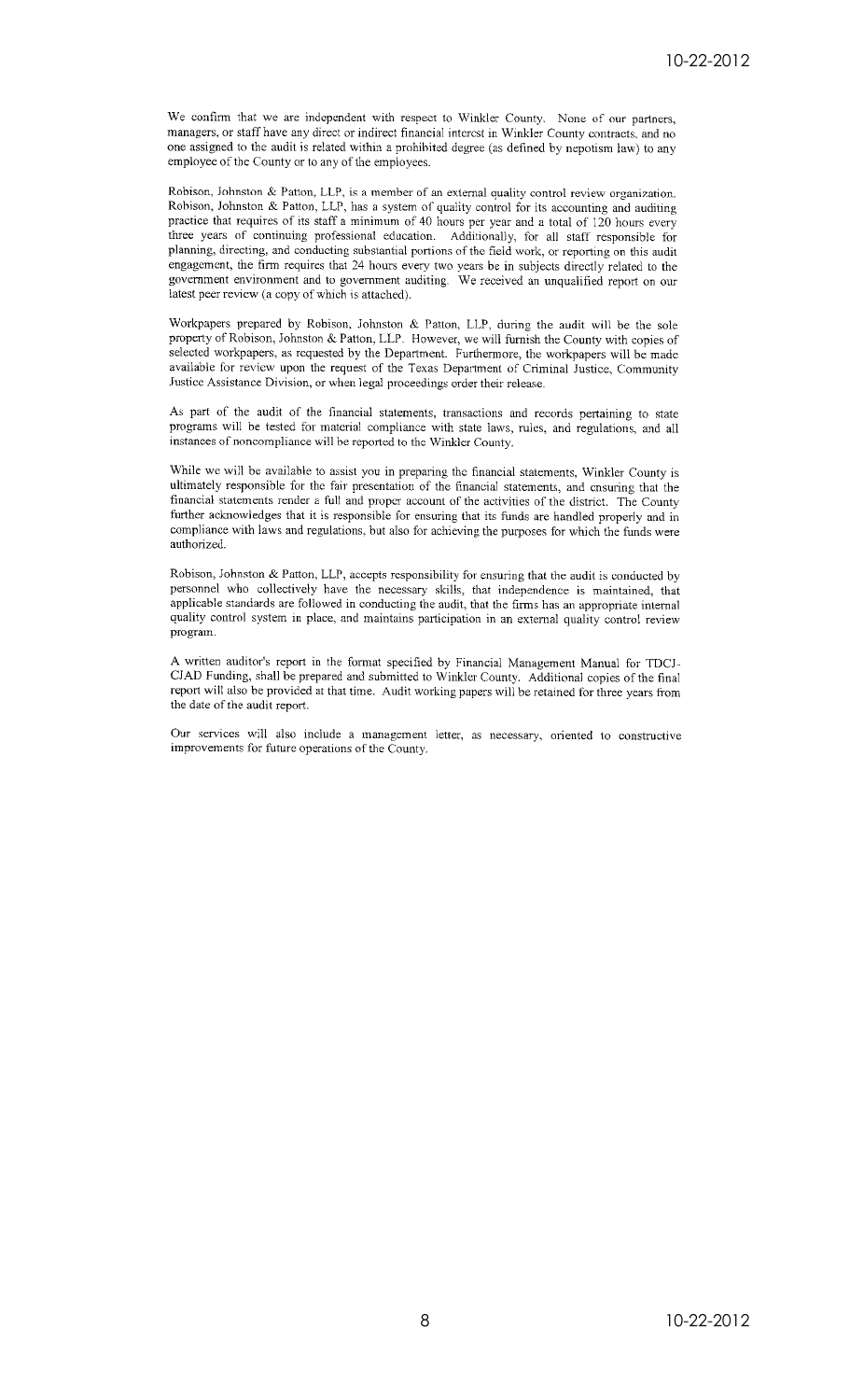We confirm that we are independent with respect to Winkler County. None of our partners, managers, or staff have any direct or indirect financial interest in Winkler County contracts, and no one assigned to the audit is related within a prohibited degree (as defined by nepotism law) to any employee of the County or to any of the employees.

Robison, Johnston & Patton, LLP, is a member of an external quality control review organization. Robison, Johnston & Patton, LLP, has a system of quality control for its accounting and auditing practice that requires of its staff a minimum of 40 hours per year and a total of 120 hours every three years of continuing professional education. Additionally, for all staff responsible for planning, directing, and conducting substantial portions of the field work, or reporting on this audit engagement, the firm requires that 24 hours every two years be in subjects directly related to the government environment and to government auditing. We received an unqualified report on our latest peer review (a copy of which is attached).

Workpapers prepared by Robison, Johnston & Patton, LLP, during the audit will be the sole property of Robison, Johnston & Patton, LLP. However, we will furnish the County with copies of selected workpapers, as requested by the Department. Furthermore, the workpapers will be made available for review upon the request of the Texas Department of Criminal Justice, Community Justice Assistance Division, or when legal proceedings order their release.

As part of the audit of the financial statements, transactions and records pertaining to state programs will be tested for material compliance with state laws, rules, and regulations, and all instances of noncompliance will be reported to the Winkler County.

While we will be available to assist you in preparing the financial statements, Winkler County is ultimately responsible for the fair presentation of the financial statements, and ensuring that the financial statements render a full and proper account of the activities of the district. The County further acknowledges that it is responsible for ensuring that its funds are handled properly and in compliance with laws and regulations, but also for achieving the purposes for which the funds were authorized.

Robison, Johnston & Patton, LLP, accepts responsibility for ensuring that the audit is conducted by personnel who collectively have the necessary skills, that independence is maintained, that applicable standards are followed in conducting the audit, that the firms has an appropriate internal quality control system in place, and maintains participation in an external quality control review program.

A written auditor's report in the format specified by Financial Management Manual for TDCJ-CJAD Funding, shall be prepared and submitted to Winkler County. Additional copies of the final report will also be provided at that time. Audit working papers will be retained for three years from the date of the audit report.

Our services will also include a management letter, as necessary, oriented to constructive improvements for future operations of the County.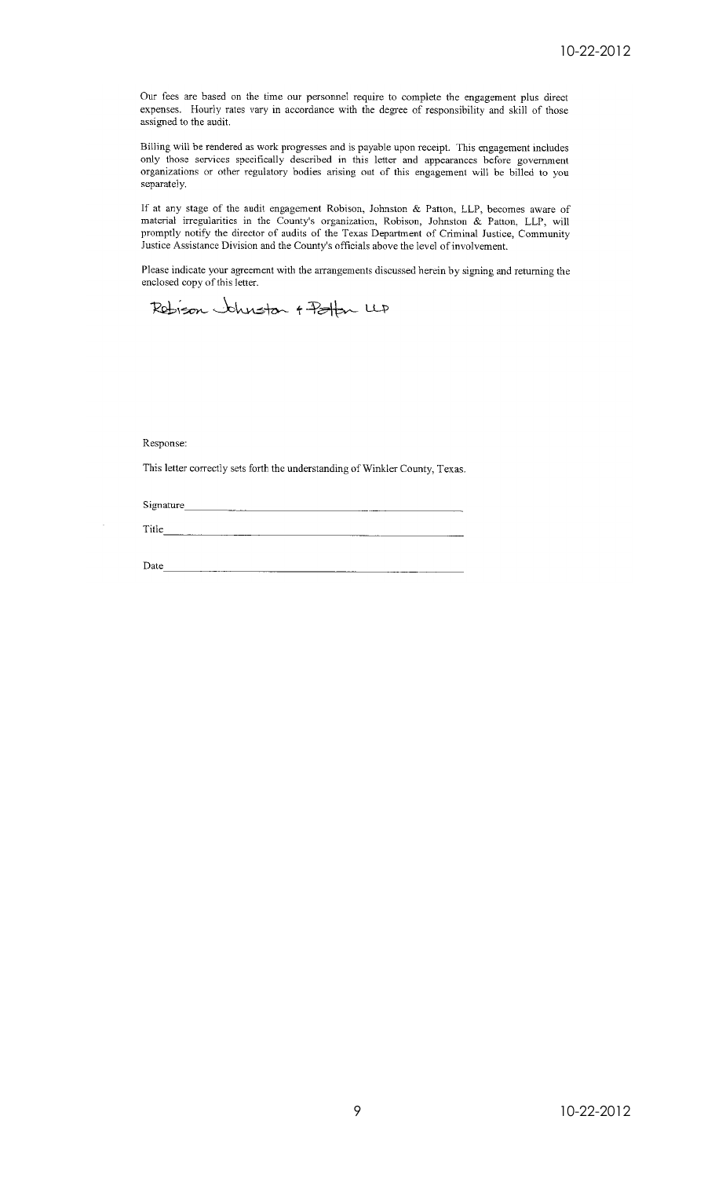Our fees are based on the time our personnel require to complete the engagement plus direct expenses. Hourly rates vary in accordance with the degree of responsibility and skill of those assigned to the audit.

Billing will be rendered as work progresses and is payable upon receipt. This engagement includes only those services specifically described in this letter and appearances before government organizations or other regulatory bodies arising out of this engagement will be billed to you separately.

If at any stage of the audit engagement Robison, Johnston & Patton, LLP, becomes aware of material irregularities in the County's organization, Robison, Johnston & Patton, LLP, will promptly notify the director of audits of the Texas Department of Criminal Justice, Community Justice Assistance Division and the County's officials above the level of involvement.

Please indicate your agreement with the arrangements discussed herein by signing and returning the enclosed copy of this letter.

Robison Johnston & Patton LLP

Response:

This letter correctly sets forth the understanding of Winkler County, Texas.

Signature\_\_\_\_\_\_\_\_\_\_\_\_\_\_\_\_\_\_\_\_\_\_\_\_\_\_\_\_\_\_

Title\_\_\_\_\_\_\_\_\_\_\_\_\_\_\_\_\_\_\_\_\_\_\_\_\_\_\_\_\_\_

Date\_\_\_\_\_\_\_\_\_\_\_\_\_\_\_\_\_\_\_\_\_\_\_\_\_\_\_\_\_\_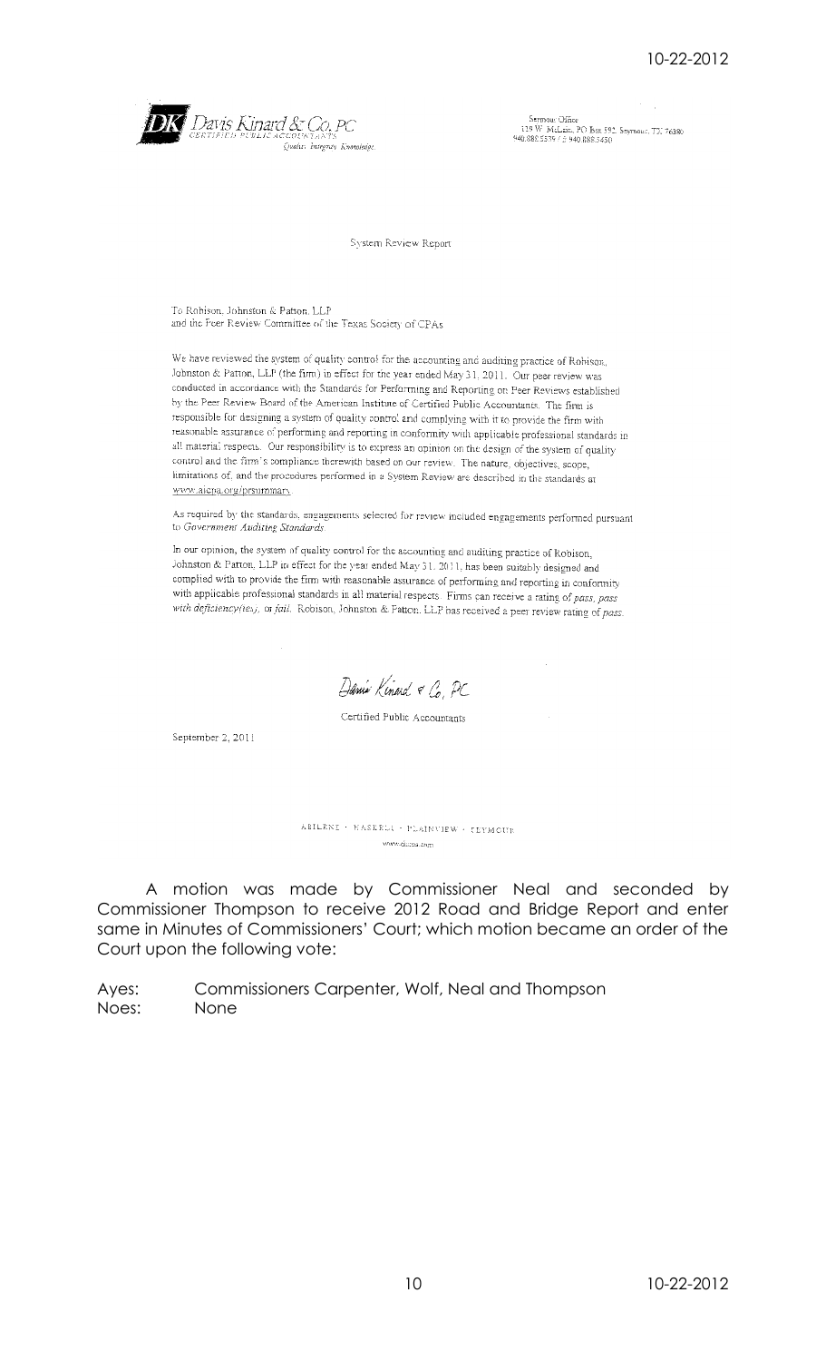Davis Kinard & Co, PC
CERTIFIED PUBLIC ACCOUNTANTS
Quality Integrity Knowledge

Seymour Office
139 W. McLain, PO Box 592, Seymour, TX 76380
940.888.5539 / F 940.888.5450

System Review Report

To Robison, Johnston & Patton, LLP
and the Peer Review Committee of the Texas Society of CPAs

We have reviewed the system of quality control for the accounting and auditing practice of Robison, Johnston & Patton, LLP (the firm) in effect for the year ended May 31, 2011. Our peer review was conducted in accordance with the Standards for Performing and Reporting on Peer Reviews established by the Peer Review Board of the American Institute of Certified Public Accountants. The firm is responsible for designing a system of quality control and complying with it to provide the firm with reasonable assurance of performing and reporting in conformity with applicable professional standards in all material respects. Our responsibility is to express an opinion on the design of the system of quality control and the firm's compliance therewith based on our review. The nature, objectives, scope, limitations of, and the procedures performed in a System Review are described in the standards at www.aicpa.org/prsummary.

As required by the standards, engagements selected for review included engagements performed pursuant to *Government Auditing Standards*.

In our opinion, the system of quality control for the accounting and auditing practice of Robison, Johnston & Patton, LLP in effect for the year ended May 31, 2011, has been suitably designed and complied with to provide the firm with reasonable assurance of performing and reporting in conformity with applicable professional standards in all material respects. Firms can receive a rating of *pass*, *pass with deficiency(ies)*, or *fail*. Robison, Johnston & Patton, LLP has received a peer review rating of *pass*.

Davis Kinard & Co, PC

Certified Public Accountants

September 2, 2011

ABILENE · HASKELL · PLAINVIEW · SEYMOUR
www.dkcpa.com

A motion was made by Commissioner Neal and seconded by Commissioner Thompson to receive 2012 Road and Bridge Report and enter same in Minutes of Commissioners' Court; which motion became an order of the Court upon the following vote:

Ayes: Commissioners Carpenter, Wolf, Neal and Thompson
Noes: None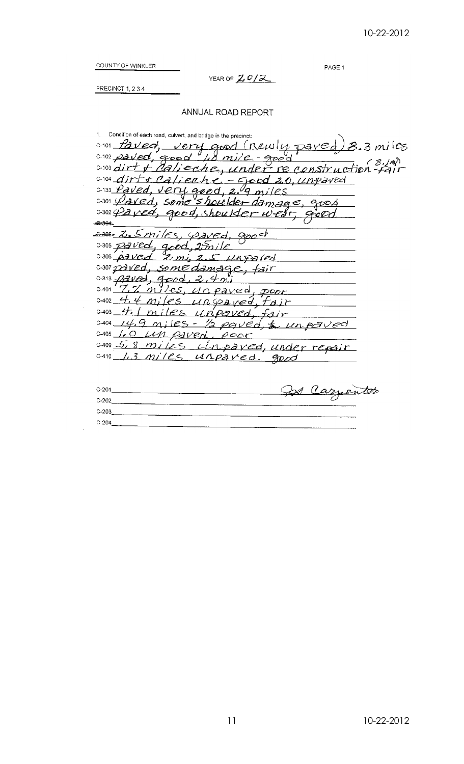COUNTY OF WINKLER

PAGE 1

YEAR OF 2012

PRECINCT 1, 2 3 4

## ANNUAL ROAD REPORT

1. Condition of each road, culvert, and bridge in the precinct:

C-101 Paved, very good (newly paved) 8.3 miles
C-102 paved, good 1.0 mile - good
C-103 dirt & Caliche, under re construction - fair (8.1 mi)
C-104 dirt & Caliche - good 2.0, unpaved
C-133 Paved, very good, 2.9 miles
C-301 Paved, some shoulder damage, good
C-302 Paved, good, shoulder wear, good
~~C-304~~
~~C-305~~ 2.5 miles, paved, good
C-305 paved, good, 2 mile
C-306 paved 2 mi, 2.5 unpaved
C-307 paved, some damage, fair
C-313 paved, good, 2.4 mi
C-401 7.7 miles, unpaved, poor
C-402 4.4 miles unpaved, fair
C-403 4.1 miles unpaved, fair
C-404 14.9 miles - ½ paved, ½ unpaved
C-405 1.0 un paved, poor
C-409 5.8 miles unpaved, under repair
C-410 1.3 miles unpaved. good

C-201
C-202
C-203
C-204

JA Carpenter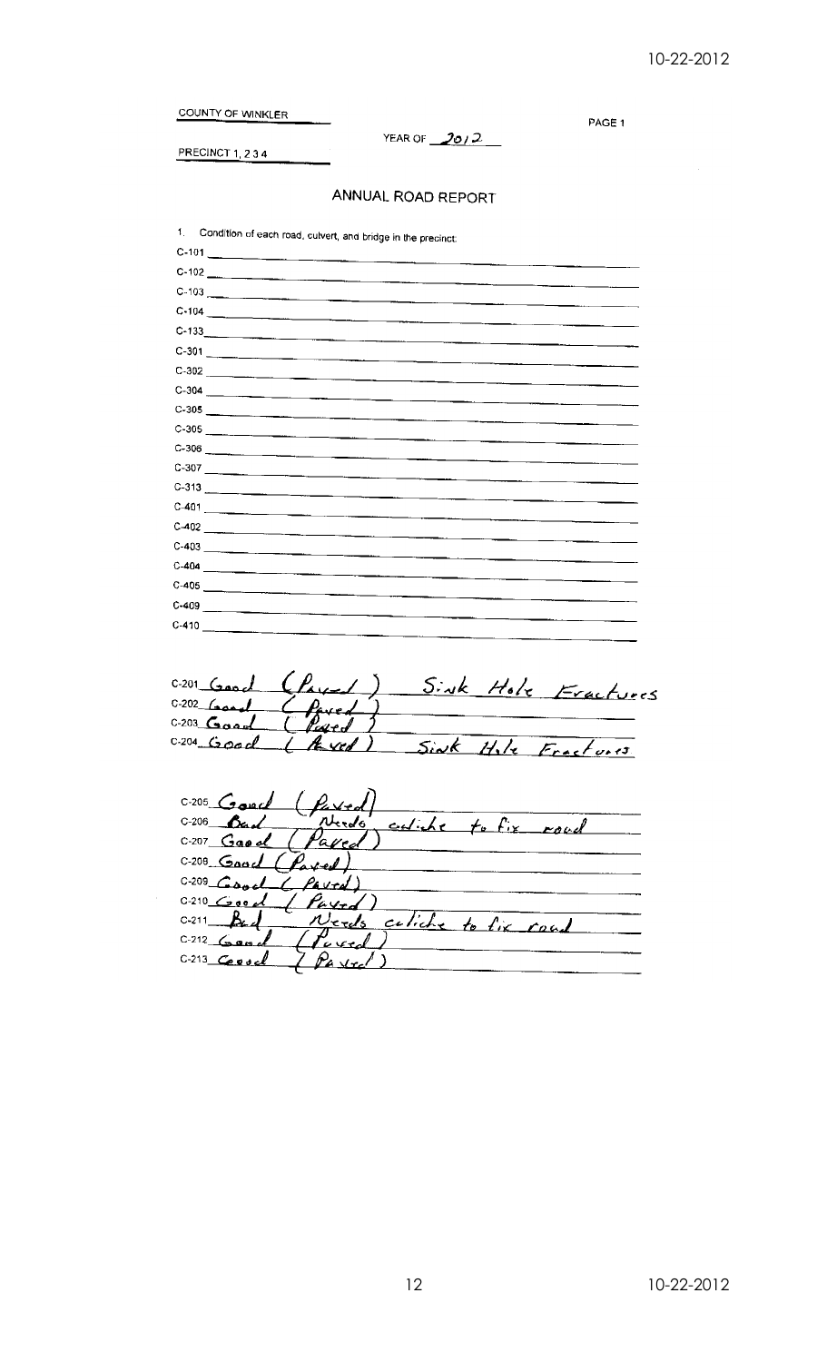COUNTY OF WINKLER

PRECINCT 1, 2 3 4

YEAR OF 2012

# ANNUAL ROAD REPORT

1. Condition of each road, culvert, and bridge in the precinct:

C-101

C-102

C-103

C-104

C-133

C-301

C-302

C-304

C-305

C-305

C-306

C-307

C-313

C-401

C-402

C-403

C-404

C-405

C-409

C-410

C-201 Good (Paved) Sink Hole Fractures

C-202 Good (Paved)

C-203 Good (Paved)

C-204 Good (Paved) Sink Hole Fractures

C-205 Good (Paved)

C-206 Bad Needs caliche to fix road

C-207 Good (Paved)

C-208 Good (Paved)

C-209 Good (Paved)

C-210 Good (Paved)

C-211 Bad Needs caliche to fix road

C-212 Good (Paved)

C-213 Good (Paved)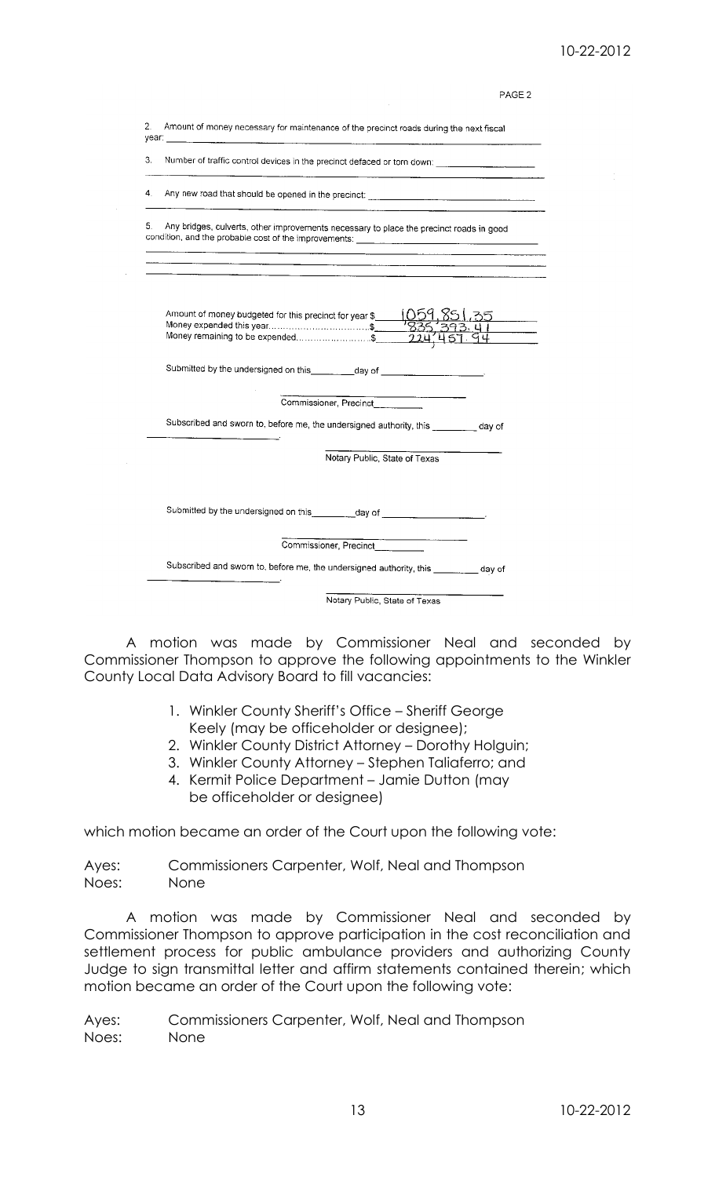PAGE 2

2. Amount of money necessary for maintenance of the precinct roads during the next fiscal year: ______________________________

3. Number of traffic control devices in the precinct defaced or torn down: ______________

4. Any new road that should be opened in the precinct: ______________________________

5. Any bridges, culverts, other improvements necessary to place the precinct roads in good condition, and the probable cost of the improvements: ______________________________

Amount of money budgeted for this precinct for year $ 1059,851.35
Money expended this year..................................$ 835,393.41
Money remaining to be expended.........................$ 224,457.94

Submitted by the undersigned on this ________ day of ____________________.

______________________________
Commissioner, Precinct ________

Subscribed and sworn to, before me, the undersigned authority, this ________ day of ______________________.

______________________________
Notary Public, State of Texas

Submitted by the undersigned on this ________ day of ____________________.

______________________________
Commissioner, Precinct ________

Subscribed and sworn to, before me, the undersigned authority, this ________ day of ______________________.

______________________________
Notary Public, State of Texas

A motion was made by Commissioner Neal and seconded by Commissioner Thompson to approve the following appointments to the Winkler County Local Data Advisory Board to fill vacancies:

1. Winkler County Sheriff's Office – Sheriff George Keely (may be officeholder or designee);
2. Winkler County District Attorney – Dorothy Holguin;
3. Winkler County Attorney – Stephen Taliaferro; and
4. Kermit Police Department – Jamie Dutton (may be officeholder or designee)

which motion became an order of the Court upon the following vote:

Ayes: Commissioners Carpenter, Wolf, Neal and Thompson
Noes: None

A motion was made by Commissioner Neal and seconded by Commissioner Thompson to approve participation in the cost reconciliation and settlement process for public ambulance providers and authorizing County Judge to sign transmittal letter and affirm statements contained therein; which motion became an order of the Court upon the following vote:

Ayes: Commissioners Carpenter, Wolf, Neal and Thompson
Noes: None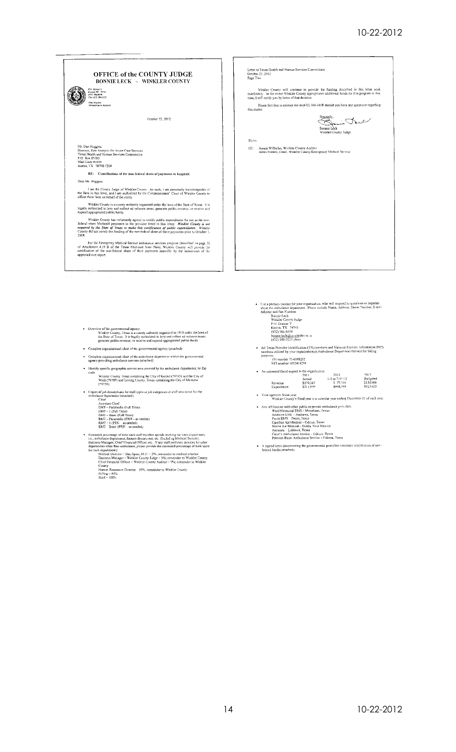# OFFICE of the COUNTY JUDGE

**BONNIE LECK ~ WINKLER COUNTY**

P.O. Drawer Y
Kermit, TX 79745
(432) 586-6658
Fax (432) 586-3223

Vita Hoggins
Administrative Assistant

October 22, 2012

Mr. Dan Huggins
Director, Rate Analysis for Acute Care Services
Texas Health and Human Services Commission
P.O. Box 85200
Mail Code H-400
Austin, TX 78708-5200

RE: **Contributions of the non-federal share of payments to hospitals**

Dear Mr. Huggins:

I am the County Judge of Winkler County. As such, I am personally knowledgeable of the facts in this letter, and I am authorized by the Commissioners' Court of Winkler County to affirm these facts on behalf of the entity.

Winkler County is a county authority organized under the laws of the State of Texas. It is legally authorized to levy and collect ad valorem taxes, generate public revenue, or receive and expend appropriated public funds.

Winkler County has voluntarily agreed to certify public expenditures for use as the non-federal share Medicaid payments to the provider listed in this letter. ***Winkler County is not required by the State of Texas to make this certification of public expenditures.*** Winkler County did not certify the funding of the non-federal share of these payments prior to October 1, 2008.

For the Emergency Medical Service ambulance services program (described on page 1j of Attachment 4.19 B of the Texas Medicaid State Plan), Winkler County will provide the certification of the non-federal share of their payments annually by the submission of the approved cost report.

Letter to Texas Health and Human Services Commission
October 22, 2012
Page Two

Winkler County will continue to provide the funding described in this letter until indefinitely. In the event Winkler County appropriates additional funds for this program at this time, I will notify you by letter of that decision.

Please feel free to contact me at (432) 586-6658 should you have any questions regarding this matter.

Sincerely,

Bonnie Leck
Winkler County Judge

BL/vs

CC: Jeanni Willhelm, Winkler County Auditor
James Everett, Chief, Winkler County Emergency Medical Service

- Overview of the governmental agency.
  Winkler County, Texas is a county authority organized in 1910 under the laws of the State of Texas. It is legally authorized to levy and collect ad valorem taxes, generate public revenue, or receive and expend appropriated public funds.

- Complete organizational chart of the governmental agency (attached)

- Complete organizational chart of the ambulance department within the governmental agency providing ambulance services (attached)

- Identify specific geographic service area covered by the ambulance department, by Zip code.
  Winkler County Texas containing the City of Kermit (79745) and the City of Wink (79789) and Loving County, Texas containing the City of Mentone (79754).

- Copies of job descriptions for staff types or job categories of staff who work for the ambulance department (attached)
  Chief
  Assistant Chief
  EMT – Paramedic (Full Time)
  EMT – I (Full Time)
  EMT – Basic (Full Time)
  EMT – Paramedic (PRN – as needed)
  EMT – I (PRN – as needed)
  EMT – Basic (PRN – as needed)

- Estimated percentage of time each staff member spends working for each department, i.e., ambulance department, fire department, etc. (Including Medical Director, Business Manager, Chief Financial Officer, etc. If any staff performs services for other departments other than ambulance, please provide the estimated percentage of time spent for each department.)
  Medical Director – Dan Speer, M.D. – 2%; remainder to medical practice
  Business Manager – Winkler County Judge – 5%; remainder to Winkler County
  Chief Financial Officer – Winkler County Auditor – 5%; remainder to Winkler County
  Human Resources Director – 10%, remainder to Winkler County
  Billing – 40%
  Staff – 100%

- List a primary contact for your organization, who will respond to questions or inquiries about the ambulance department. Please include Name, Address, Phone Number, E-mail Address and Fax Number.
  Bonnie Leck
  Winkler County Judge
  P.O. Drawer Y
  Kermit, TX 79745
  (432) 586-6658
  bonnie.leck@co.winkler.tx.us
  (432) 586-3223 (fax)

- All Texas Provider Identification (TPI) numbers and National Provider Information (NPI) numbers utilized by your organization(s) Ambulance Department/Service for billing purposes.
  TPI number 75-6001202
  NPI number 1952414294

- An estimated fiscal impact to the organization

| | 2011 Actual | 2012 1-1 to 7-31-12 | 2013 Budgeted |
|---|---|---|---|
| Revenue | $179,283 | $ 77,330 | $130,000 |
| Expenditure | $711,499 | $448,569 | $823,625 |

- Your agencies fiscal year.
  Winkler County's fiscal year is a calendar year ending December 31 of each year.

- Any affiliations with other public or private ambulance providers.
  Ward Memorial EMS – Monahans, Texas
  Andrews EMS – Andrews, Texas
  Pecos EMS – Pecos, Texas
  CareStar Air Medical – Odessa, Texas
  Native Air Medical – Hobbs, New Mexico
  Aerocare – Lubbock, Texas
  Carol's Ambulance Service – Odessa, Texas
  Permian Basin Ambulance Service – Odessa, Texas

- A signed letter documenting the governmental providers voluntary contribution of non-federal funds (attached).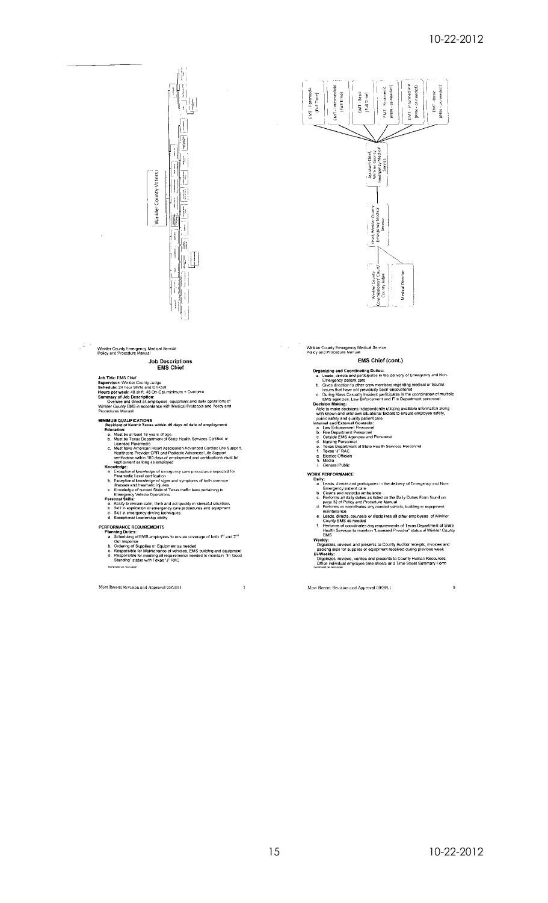Winkler County Voters

EMT - Paramedic (Full Time)

EMT - Intermediate (Full Time)

EMT - Basic (Full Time)

EMT - Paramedic (PRN - as needed)

EMT - Intermediate (PRN - as needed)

EMT - Basic (PRN - as needed)

Assistant Chief, Winkler County Emergency Medical Service

Chief, Winkler County Emergency Medical Service

Winkler County Commissioners' Court/ County Judge

Medical Director

Winkler County Emergency Medical Service
Policy and Procedure Manual

## Job Descriptions
## EMS Chief

**Job Title:** EMS Chief
**Supervisor:** Winkler County Judge
**Schedule:** 24 hour Shifts and On-Call
**Hours per week:** 48 shift, 48 On-Call minimum + Overtime
**Summary of Job Description:**
Oversee and direct all employees, equipment and daily operations of Winkler County EMS in accordance with Medical Protocols and Policy and Procedures Manual.

**MINIMUM QUALIFICATIONS**

**Resident of Kermit Texas within 45 days of date of employment**

**Education:**

a. Must be at least 18 years of age.
b. Must be Texas Department of State Health Services Certified or Licensed Paramedic
c. Must have American Heart Association Advanced Cardiac Life Support, Healthcare Provider CPR and Pediatric Advanced Life Support certification within 180 days of employment and certifications must be kept current as long as employed

**Knowledge:**

a. Exceptional knowledge of emergency care procedures expected for Paramedic Level certification
b. Exceptional knowledge of signs and symptoms of both common illnesses and traumatic injuries
c. Knowledge of current State of Texas traffic laws pertaining to Emergency Vehicle Operations

**Personal Skills:**

a. Ability to remain calm, think and act quickly in stressful situations
b. Skill in application of emergency care procedures and equipment
c. Skill in emergency driving techniques
d. Exceptional Leadership ability

**PERFORMANCE REQUIREMENTS**

**Planning Duties:**

a. Scheduling of EMS employees to ensure coverage of both 1st and 2nd Out response
b. Ordering of Supplies or Equipment as needed
c. Responsible for Maintenance of vehicles, EMS building and equipment
d. Responsible for meeting all requirements needed to maintain "In Good Standing" status with Texas "J" RAC

*Continued on next page*

Most Recent Revision and Approval 09/2011

Winkler County Emergency Medical Service
Policy and Procedure Manual

## EMS Chief (cont.)

**Organizing and Coordinating Duties:**

a. Leads, directs and participates in the delivery of Emergency and Non-Emergency patient care
b. Gives direction to other crew members regarding medical or trauma issues that have not previously been encountered
c. During Mass Casualty Incident participates in the coordination of multiple EMS agencies, Law Enforcement and Fire Department personnel

**Decision Making:**
Able to make decisions independently utilizing available information along with known and unknown situational factors to ensure employee safety, public safety and quality patient care

**Internal and External Contacts:**

a. Law Enforcement Personnel
b. Fire Department Personnel
c. Outside EMS Agencies and Personnel
d. Nursing Personnel
e. Texas Department of State Health Services Personnel
f. Texas "J" RAC
g. Elected Officials
h. Media
i. General Public

**WORK PERFORMANCE**

**Daily:**

a. Leads, directs and participates in the delivery of Emergency and Non-Emergency patient care
b. Cleans and restocks ambulance
c. Performs all daily duties as listed on the Daily Duties Form found on page 32 of Policy and Procedure Manual
d. Performs or coordinates any needed vehicle, building or equipment maintenance
e. Leads, directs, counsels or disciplines all other employees of Winkler County EMS as needed
f. Performs or coordinates any requirements of Texas Department of State Health Services to maintain "Licensed Provider" status of Winkler County EMS

**Weekly:**
Organizes, reviews and presents to County Auditor receipts, invoices and packing slips for supplies or equipment received during previous week

**Bi-Weekly:**
Organizes, reviews, verifies and presents to County Human Resources Office individual employee time sheets and Time Sheet Summary Form

*Continued on next page*

Most Recent Revision and Approval 09/2011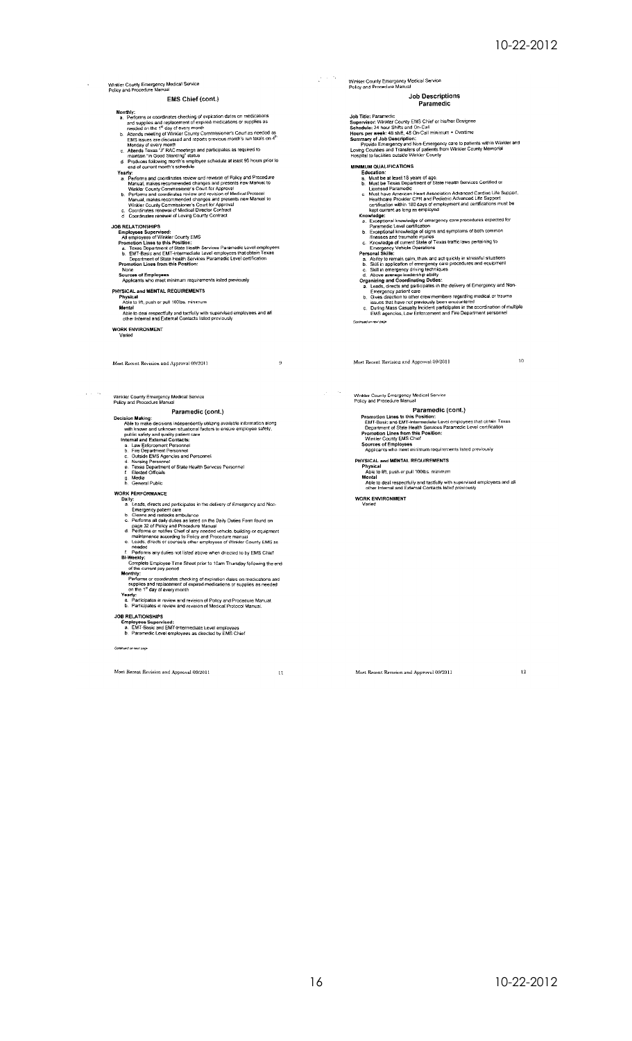Winkler County Emergency Medical Service
Policy and Procedure Manual

## EMS Chief (cont.)

**Monthly:**

a. Performs or coordinates checking of expiration dates on medications and supplies and replacement of expired medications or supplies as needed on the 1st day of every month
b. Attends meeting of Winkler County Commissioner's Court as needed as EMS issues are discussed and reports previous month's run totals on 4th Monday of every month
c. Attends Texas "J" RAC meetings and participates as required to maintain "In Good Standing" status
d. Produces following month's employee schedule at least 96 hours prior to end of current month's schedule

**Yearly:**

a. Performs and coordinates review and revision of Policy and Procedure Manual, makes recommended changes and presents new Manual to Winkler County Commissioner's Court for Approval
b. Performs and coordinates review and revision of Medical Protocol Manual, makes recommended changes and presents new Manual to Winkler County Commissioner's Court for Approval
c. Coordinates renewal of Medical Director Contract
d. Coordinates renewal of Loving County Contract

**JOB RELATIONSHIPS**

**Employees Supervised:**
All employees of Winkler County EMS

**Promotion Lines to this Position:**
a. Texas Department of State Health Services Paramedic Level employees
b. EMT-Basic and EMT-Intermediate Level employees that obtain Texas Department of State Health Services Paramedic Level certification

**Promotion Lines from this Position:**
None

**Sources of Employees**
Applicants who meet minimum requirements listed previously

**PHYSICAL and MENTAL REQUIREMENTS**

**Physical**
Able to lift, push or pull 100lbs. minimum

**Mental**
Able to deal respectfully and tactfully with supervised employees and all other Internal and External Contacts listed previously

**WORK ENVIRONMENT**
Varied

Most Recent Revision and Approval 09/2011

Winkler County Emergency Medical Service
Policy and Procedure Manual

## Job Descriptions
## Paramedic

**Job Title:** Paramedic
**Supervisor:** Winkler County EMS Chief or his/her Designee
**Schedule:** 24 hour Shifts and On-Call
**Hours per week:** 48 shift, 48 On-Call minimum + Overtime
**Summary of Job Description:**
Provide Emergency and Non-Emergency care to patients within Winkler and Loving Counties and Transfers of patients from Winkler County Memorial Hospital to facilities outside Winkler County

**MINIMUM QUALIFICATIONS**

**Education:**
a. Must be at least 18 years of age
b. Must be Texas Department of State Health Services Certified or Licensed Paramedic
c. Must have American Heart Association Advanced Cardiac Life Support, Healthcare Provider CPR and Pediatric Advanced Life Support certification within 180 days of employment and certifications must be kept current as long as employed

**Knowledge:**
a. Exceptional knowledge of emergency care procedures expected for Paramedic Level certification
b. Exceptional knowledge of signs and symptoms of both common illnesses and traumatic injuries
c. Knowledge of current State of Texas traffic laws pertaining to Emergency Vehicle Operations

**Personal Skills:**
a. Ability to remain calm, think and act quickly in stressful situations
b. Skill in application of emergency care procedures and equipment
c. Skill in emergency driving techniques
d. Above average leadership ability

**Organizing and Coordinating Duties:**
a. Leads, directs and participates in the delivery of Emergency and Non-Emergency patient care
b. Gives direction to other crew members regarding medical or trauma issues that have not previously been encountered
c. During Mass Casualty Incident participates in the coordination of multiple EMS agencies, Law Enforcement and Fire Department personnel

*Continued on next page*

Most Recent Revision and Approval 09/2011

Winkler County Emergency Medical Service
Policy and Procedure Manual

## Paramedic (cont.)

**Decision Making:**
Able to make decisions independently utilizing available information along with known and unknown situational factors to ensure employee safety, public safety and quality patient care

**Internal and External Contacts:**
a. Law Enforcement Personnel
b. Fire Department Personnel
c. Outside EMS Agencies and Personnel
d. Nursing Personnel
e. Texas Department of State Health Services Personnel
f. Elected Officials
g. Media
h. General Public

**WORK PERFORMANCE**

**Daily:**
a. Leads, directs and participates in the delivery of Emergency and Non-Emergency patient care
b. Cleans and restocks ambulance
c. Performs all daily duties as listed on the Daily Duties Form found on page 32 of Policy and Procedure Manual
d. Performs or notifies Chief of any needed vehicle, building or equipment maintenance according to Policy and Procedure manual
e. Leads, directs or counsels other employees of Winkler County EMS as needed
f. Performs any duties not listed above when directed to by EMS Chief

**Bi-Weekly:**
Complete Employee Time Sheet prior to 10am Thursday following the end of the current pay period

**Monthly:**
Performs or coordinates checking of expiration dates on medications and supplies and replacement of expired medications or supplies as needed on the 1st day of every month

**Yearly:**
a. Participates in review and revision of Policy and Procedure Manual
b. Participates in review and revision of Medical Protocol Manual

**JOB RELATIONSHIPS**

**Employees Supervised:**
a. EMT-Basic and EMT-Intermediate Level employees
b. Paramedic Level employees as directed by EMS Chief

*Continued on next page*

Most Recent Revision and Approval 09/2011

Winkler County Emergency Medical Service
Policy and Procedure Manual

## Paramedic (cont.)

**Promotion Lines to this Position:**
EMT-Basic and EMT-Intermediate Level employees that obtain Texas Department of State Health Services Paramedic Level certification

**Promotion Lines from this Position:**
Winkler County EMS Chief

**Sources of Employees**
Applicants who meet minimum requirements listed previously

**PHYSICAL and MENTAL REQUIREMENTS**

**Physical**
Able to lift, push or pull 100lbs. minimum

**Mental**
Able to deal respectfully and tactfully with supervised employees and all other Internal and External Contacts listed previously

**WORK ENVIRONMENT**
Varied

Most Recent Revision and Approval 09/2011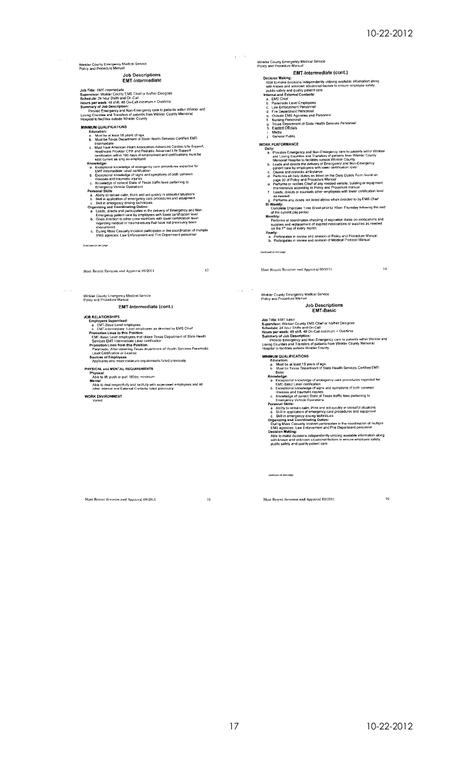Winkler County Emergency Medical Service
Policy and Procedure Manual

## Job Descriptions
### EMT-Intermediate

**Job Title:** EMT-Intermediate
**Supervisor:** Winkler County EMS Chief or his/her Designee
**Schedule:** 24 hour Shifts and On-Call
**Hours per week:** 48 shift, 48 On-Call minimum + Overtime
**Summary of Job Description:**
Provide Emergency and Non-Emergency care to patients within Winkler and Loving Counties and Transfers of patients from Winkler County Memorial Hospital to facilities outside Winkler County

**MINIMUM QUALIFICATIONS**

**Education:**
a. Must be at least 18 years of age.
b. Must be Texas Department of State Health Services Certified EMT-Intermediate
c. Must have American Heart Association Advanced Cardiac Life Support, Healthcare Provider CPR and Pediatric Advanced Life Support certification within 180 days of employment and certifications must be kept current as long as employed.

**Knowledge:**
a. Exceptional knowledge of emergency care procedures expected for EMT-Intermediate Level certification
b. Exceptional knowledge of signs and symptoms of both common illnesses and traumatic injuries
c. Knowledge of current State of Texas traffic laws pertaining to Emergency Vehicle Operations

**Personal Skills:**
a. Ability to remain calm, think and act quickly in stressful situations
b. Skill in application of emergency care procedures and equipment
c. Skill in emergency driving techniques

**Organizing and Coordinating Duties:**
a. Leads, directs and participates in the delivery of Emergency and Non-Emergency patient care by employees with lower certification level
b. Gives direction to other crew members with lower certification level regarding medical or trauma issues that have not previously been encountered
c. During Mass Casualty Incident participates in the coordination of multiple EMS agencies, Law Enforcement and Fire Department personnel

*Continued on next page*

Most Recent Revision and Approval 09/2011

Winkler County Emergency Medical Service
Policy and Procedure Manual

### EMT-Intermediate (cont.)

**Decision Making:**
Able to make decisions independently utilizing available information along with known and unknown situational factors to ensure employee safety, public safety and quality patient care

**Internal and External Contacts:**
a. EMS Chief
b. Paramedic Level Employees
c. Law Enforcement Personnel
d. Fire Department Personnel
e. Outside EMS Agencies and Personnel
f. Nursing Personnel
g. Texas Department of State Health Services Personnel
h. Elected Officials
i. Media
j. General Public

**WORK PERFORMANCE**

**Daily:**
a. Provides Emergency and Non-Emergency care to patients within Winkler and Loving Counties and Transfers of patients from Winkler County Memorial Hospital to facilities outside Winkler County
b. Leads and directs the delivery of Emergency and Non-Emergency patient care by employees with lower certification level
c. Cleans and restocks ambulance
d. Performs all daily duties as listed on the Daily Duties Form found on page 32 of Policy and Procedure Manual
e. Performs or notifies Chief of any needed vehicle, building or equipment maintenance according to Policy and Procedure manual
f. Leads, directs or counsels other employees with lower certification level as needed
g. Performs any duties not listed above when directed to by EMS Chief

**Bi-Weekly:**
Complete Employee Time Sheet prior to 10am Thursday following the end of the current pay period

**Monthly:**
Performs or coordinates checking of expiration dates on medications and supplies and replacement of expired medications or supplies as needed on the 1st day of every month

**Yearly:**
a. Participates in review and revision of Policy and Procedure Manual
b. Participates in review and revision of Medical Protocol Manual

*Continued on next page*

Most Recent Revision and Approval 09/2011

Winkler County Emergency Medical Service
Policy and Procedure Manual

### EMT-Intermediate (cont.)

**JOB RELATIONSHIPS**

**Employees Supervised:**
a. EMT-Basic Level employees
b. EMT-Intermediate Level employees as directed by EMS Chief

**Promotion Lines to this Position:**
EMT-Basic Level employees that obtain Texas Department of State Health Services EMT-Intermediate Level certification

**Promotion Lines from this Position:**
Paramedic. After obtaining Texas department of Health Services Paramedic Level Certification or License

**Sources of Employees:**
Applicants who meet minimum requirements listed previously

**PHYSICAL and MENTAL REQUIREMENTS**

**Physical:**
Able to lift, push or pull 100lbs. minimum

**Mental:**
Able to deal respectfully and tactfully with supervised employees and all other internal and External Contacts listed previously

**WORK ENVIRONMENT**
Varied

Most Recent Revision and Approval 09/2011

Winkler County Emergency Medical Service
Policy and Procedure Manual

## Job Descriptions
### EMT-Basic

**Job Title:** EMT-basic
**Supervisor:** Winkler County EMS Chief or his/her Designee
**Schedule:** 24 hour Shifts and On-Call
**Hours per week:** 48 shift, 48 On-Call minimum + Overtime
**Summary of Job Description:**
Provide Emergency and Non-Emergency care to patients within Winkler and Loving Counties and Transfers of patients from Winkler County Memorial Hospital to facilities outside Winkler County

**MINIMUM QUALIFICATIONS**

**Education:**
a. Must be at least 18 years of age.
b. Must be Texas Department of State Health Services Certified EMT-Basic

**Knowledge:**
a. Exceptional knowledge of emergency care procedures expected for EMT-Basic Level certification
b. Exceptional knowledge of signs and symptoms of both common illnesses and traumatic injuries
c. Knowledge of current State of Texas traffic laws pertaining to Emergency Vehicle Operations

**Personal Skills:**
a. Ability to remain calm, think and act quickly in stressful situations
b. Skill in application of emergency care procedures and equipment
c. Skill in emergency driving techniques

**Organizing and Coordinating Duties:**
During Mass Casualty Incident participates in the coordination of multiple EMS agencies, Law Enforcement and Fire Department personnel

**Decision Making:**
Able to make decisions independently utilizing available information along with known and unknown situational factors to ensure employee safety, public safety and quality patient care

*Continued on next page*

Most Recent Revision and Approval 09/2011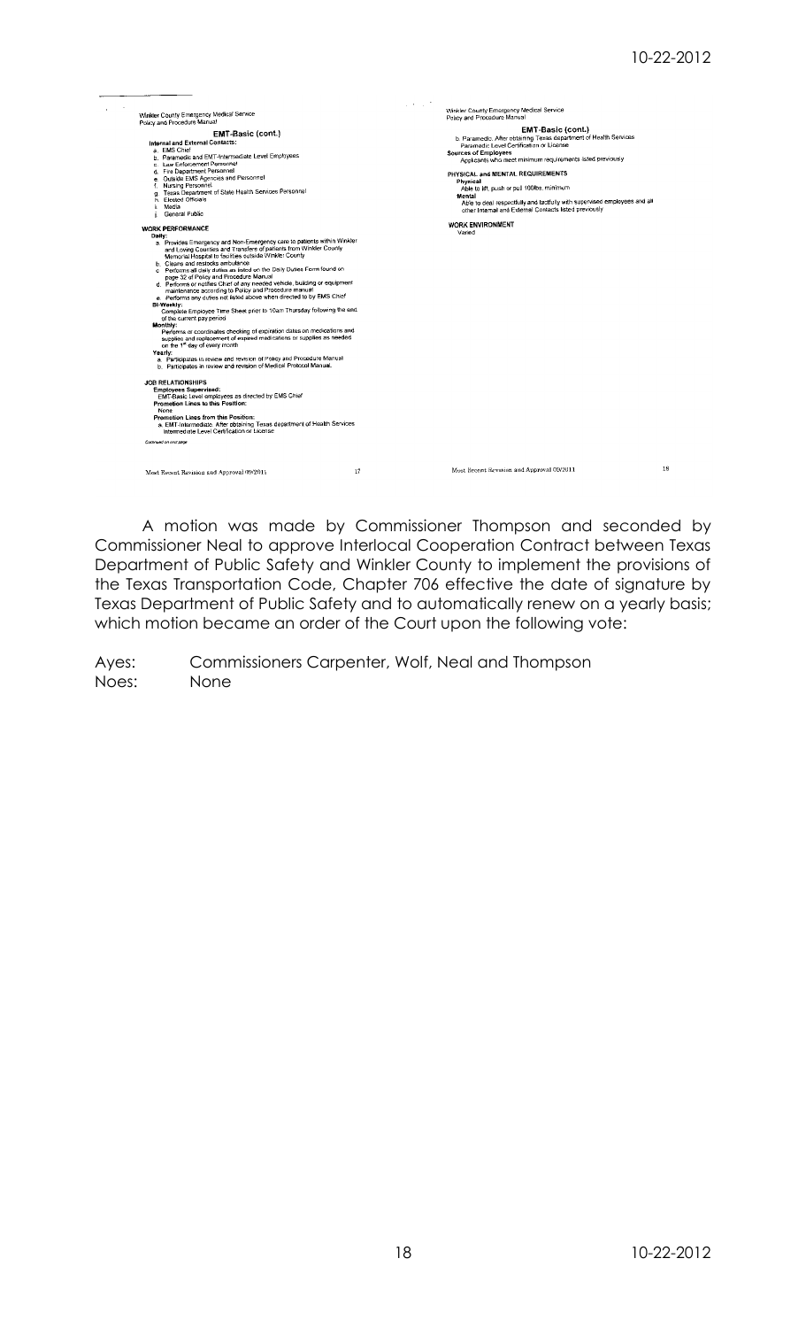Winkler County Emergency Medical Service
Policy and Procedure Manual

### EMT-Basic (cont.)

**Internal and External Contacts:**

a. EMS Chief
b. Paramedic and EMT-Intermediate Level Employees
c. Law Enforcement Personnel
d. Fire Department Personnel
e. Outside EMS Agencies and Personnel
f. Nursing Personnel
g. Texas Department of State Health Services Personnel
h. Elected Officials
i. Media
j. General Public

**WORK PERFORMANCE**

**Daily:**

a. Provides Emergency and Non-Emergency care to patients within Winkler and Loving Counties and Transfers of patients from Winkler County Memorial Hospital to facilities outside Winkler County
b. Cleans and restocks ambulance
c. Performs all daily duties as listed on the Daily Duties Form found on page 32 of Policy and Procedure Manual
d. Performs or notifies Chief of any needed vehicle, building or equipment maintenance according to Policy and Procedure manual
e. Performs any duties not listed above when directed to by EMS Chief

**Bi-Weekly:**

Complete Employee Time Sheet prior to 10am Thursday following the end of the current pay period

**Monthly:**

Performs or coordinates checking of expiration dates on medications and supplies and replacement of expired medications or supplies as needed on the 1st day of every month

**Yearly:**

a. Participates in review and revision of Policy and Procedure Manual
b. Participates in review and revision of Medical Protocol Manual.

**JOB RELATIONSHIPS**

**Employees Supervised:**

EMT-Basic Level employees as directed by EMS Chief

**Promotion Lines to this Position:**

None

**Promotion Lines from this Position:**

a. EMT-Intermediate. After obtaining Texas department of Health Services Intermediate Level Certification or License

*Continued on next page*

Most Recent Revision and Approval 09/2011

Winkler County Emergency Medical Service
Policy and Procedure Manual

### EMT-Basic (cont.)

b. Paramedic. After obtaining Texas department of Health Services Paramedic Level Certification or License

**Sources of Employees**

Applicants who meet minimum requirements listed previously

**PHYSICAL and MENTAL REQUIREMENTS**

**Physical**

Able to lift, push or pull 100lbs. minimum

**Mental**

Able to deal respectfully and tactfully with supervised employees and all other Internal and External Contacts listed previously

**WORK ENVIRONMENT**

Varied

Most Recent Revision and Approval 09/2011

A motion was made by Commissioner Thompson and seconded by Commissioner Neal to approve Interlocal Cooperation Contract between Texas Department of Public Safety and Winkler County to implement the provisions of the Texas Transportation Code, Chapter 706 effective the date of signature by Texas Department of Public Safety and to automatically renew on a yearly basis; which motion became an order of the Court upon the following vote:

Ayes: Commissioners Carpenter, Wolf, Neal and Thompson
Noes: None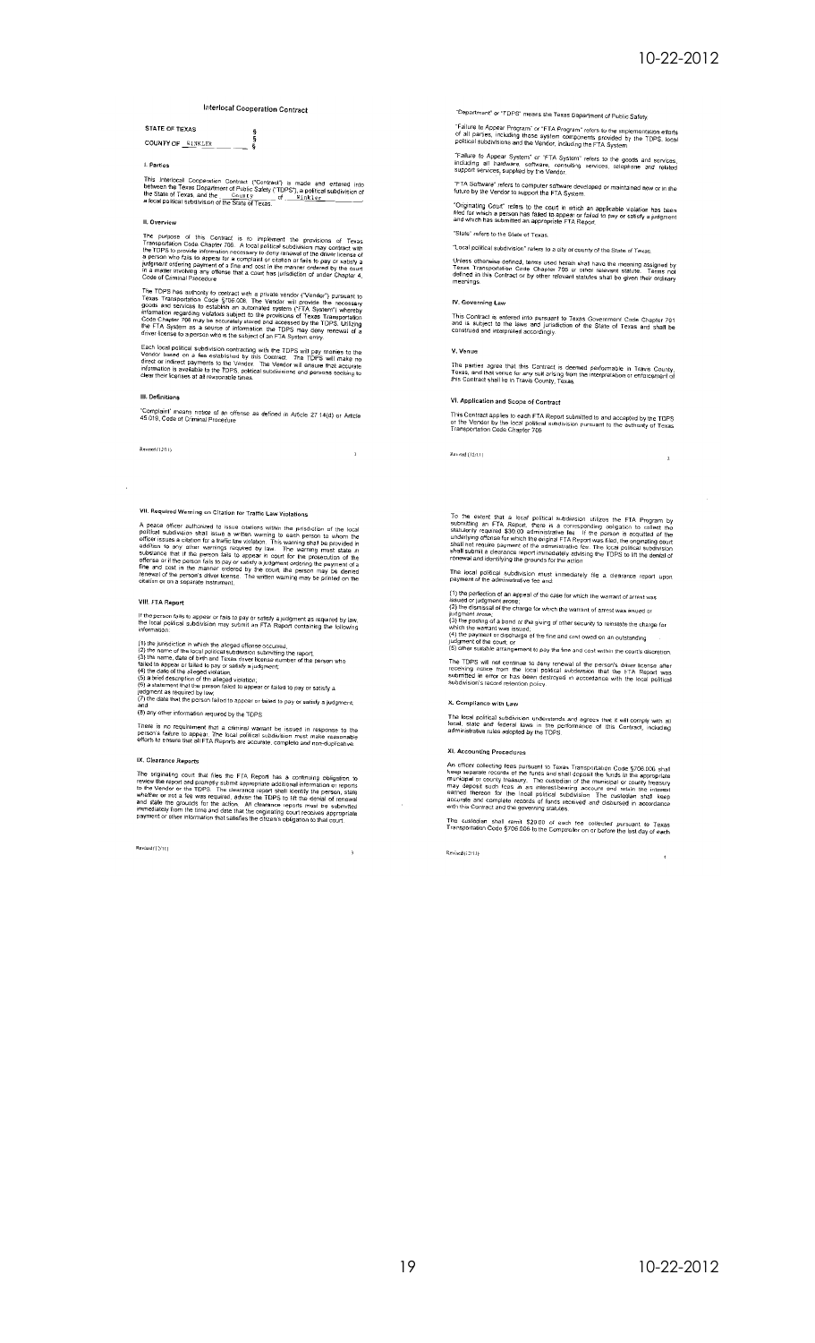# Interlocal Cooperation Contract

**STATE OF TEXAS** §
§
**COUNTY OF** Winkler §

## I. Parties

This Interlocal Cooperation Contract ("Contract") is made and entered into between the Texas Department of Public Safety ("TDPS"), a political subdivision of the State of Texas, and the County of Winkler, a local political subdivision of the State of Texas.

## II. Overview

The purpose of this Contract is to implement the provisions of Texas Transportation Code Chapter 706. A local political subdivision may contract with the TDPS to provide information necessary to deny renewal of the driver license of a person who fails to appear for a complaint or citation or fails to pay or satisfy a judgment ordering payment of a fine and cost in the manner ordered by the court in a matter involving any offense that a court has jurisdiction of under Chapter 4, Code of Criminal Procedure.

The TDPS has authority to contract with a private vendor ("Vendor") pursuant to Texas Transportation Code §706.008. The Vendor will provide the necessary goods and services to establish an automated system ("FTA System") whereby information regarding violators subject to the provisions of Texas Transportation Code Chapter 706 may be accurately stored and accessed by the TDPS. Utilizing the FTA System as a source of information the TDPS may deny renewal of a driver license to a person who is the subject of an FTA System entry.

Each local political subdivision contracting with the TDPS will pay monies to the Vendor based on a fee established by this Contract. The TDPS will make no direct or indirect payments to the Vendor. The Vendor will ensure that accurate information is available to the TDPS, political subdivisions and persons seeking to clear their licenses at all reasonable times.

## III. Definitions

"Complaint" means notice of an offense as defined in Article 27.14(d) or Article 45.019, Code of Criminal Procedure.

"Department" or "TDPS" means the Texas Department of Public Safety.

"Failure to Appear Program" or "FTA Program" refers to the implementation efforts of all parties, including those system components provided by the TDPS, local political subdivisions and the Vendor, including the FTA System.

"Failure to Appear System" or "FTA System" refers to the goods and services, including all hardware, software, consulting services, telephone and related support services, supplied by the Vendor.

"FTA Software" refers to computer software developed or maintained now or in the future by the Vendor to support the FTA System.

"Originating Court" refers to the court in which an applicable violation has been filed for which a person has failed to appear or failed to pay or satisfy a judgment and which has submitted an appropriate FTA Report.

"State" refers to the State of Texas.

"Local political subdivision" refers to a city or county of the State of Texas.

Unless otherwise defined, terms used herein shall have the meaning assigned by Texas Transportation Code Chapter 706 or other relevant statute. Terms not defined in this Contract or by other relevant statutes shall be given their ordinary meanings.

## IV. Governing Law

This Contract is entered into pursuant to Texas Government Code Chapter 791 and is subject to the laws and jurisdiction of the State of Texas and shall be construed and interpreted accordingly.

## V. Venue

The parties agree that this Contract is deemed performable in Travis County, Texas, and that venue for any suit arising from the interpretation or enforcement of this Contract shall lie in Travis County, Texas.

## VI. Application and Scope of Contract

This Contract applies to each FTA Report submitted to and accepted by the TDPS or the Vendor by the local political subdivision pursuant to the authority of Texas Transportation Code Chapter 706.

## VII. Required Warning on Citation for Traffic Law Violations

A peace officer authorized to issue citations within the jurisdiction of the local political subdivision shall issue a written warning to each person to whom the officer issues a citation for a traffic law violation. This warning shall be provided in addition to any other warnings required by law. The warning must state in substance that if the person fails to appear in court for the prosecution of the offense or if the person fails to pay or satisfy a judgment ordering the payment of a fine and cost in the manner ordered by the court, the person may be denied renewal of the person's driver license. The written warning may be printed on the citation or on a separate instrument.

## VIII. FTA Report

If the person fails to appear or fails to pay or satisfy a judgment as required by law, the local political subdivision may submit an FTA Report containing the following information:

(1) the jurisdiction in which the alleged offense occurred;
(2) the name of the local political subdivision submitting the report;
(3) the name, date of birth and Texas driver license number of the person who failed to appear or failed to pay or satisfy a judgment;
(4) the date of the alleged violation;
(5) a brief description of the alleged violation;
(6) a statement that the person failed to appear or failed to pay or satisfy a judgment as required by law;
(7) the date that the person failed to appear or failed to pay or satisfy a judgment; and
(8) any other information required by the TDPS.

There is no requirement that a criminal warrant be issued in response to the person's failure to appear. The local political subdivision must make reasonable efforts to ensure that all FTA Reports are accurate, complete and non-duplicative.

## IX. Clearance Reports

The originating court that files the FTA Report has a continuing obligation to review the report and promptly submit appropriate additional information or reports to the Vendor or the TDPS. The clearance report shall identify the person, state whether or not a fee was required, advise the TDPS to lift the denial of renewal and state the grounds for the action. All clearance reports must be submitted immediately from the time and date that the originating court receives appropriate payment or other information that satisfies the citizen's obligation to that court.

To the extent that a local political subdivision utilizes the FTA Program by submitting an FTA Report, there is a corresponding obligation to collect the statutorily required $30.00 administrative fee. If the person is acquitted of the underlying offense for which the original FTA Report was filed, the originating court shall not require payment of the administrative fee. The local political subdivision shall submit a clearance report immediately advising the TDPS to lift the denial of renewal and identifying the grounds for the action.

The local political subdivision must immediately file a clearance report upon payment of the administrative fee and:

(1) the perfection of an appeal of the case for which the warrant of arrest was issued or judgment arose;
(2) the dismissal of the charge for which the warrant of arrest was issued or judgment arose;
(3) the posting of a bond or the giving of other security to reinstate the charge for which the warrant was issued;
(4) the payment or discharge of the fine and cost owed on an outstanding judgment of the court; or
(5) other suitable arrangement to pay the fine and cost within the court's discretion.

The TDPS will not continue to deny renewal of the person's driver license after receiving notice from the local political subdivision that the FTA Report was submitted in error or has been destroyed in accordance with the local political subdivision's record retention policy.

## X. Compliance with Law

The local political subdivision understands and agrees that it will comply with all local, state and federal laws in the performance of this Contract, including administrative rules adopted by the TDPS.

## XI. Accounting Procedures

An officer collecting fees pursuant to Texas Transportation Code §706.006 shall keep separate records of the funds and shall deposit the funds in the appropriate municipal or county treasury. The custodian of the municipal or county treasury may deposit such fees in an interest-bearing account and retain the interest earned thereon for the local political subdivision. The custodian shall keep accurate and complete records of funds received and disbursed in accordance with this Contract and the governing statutes.

The custodian shall remit $20.00 of each fee collected pursuant to Texas Transportation Code §706.006 to the Comptroller on or before the last day of each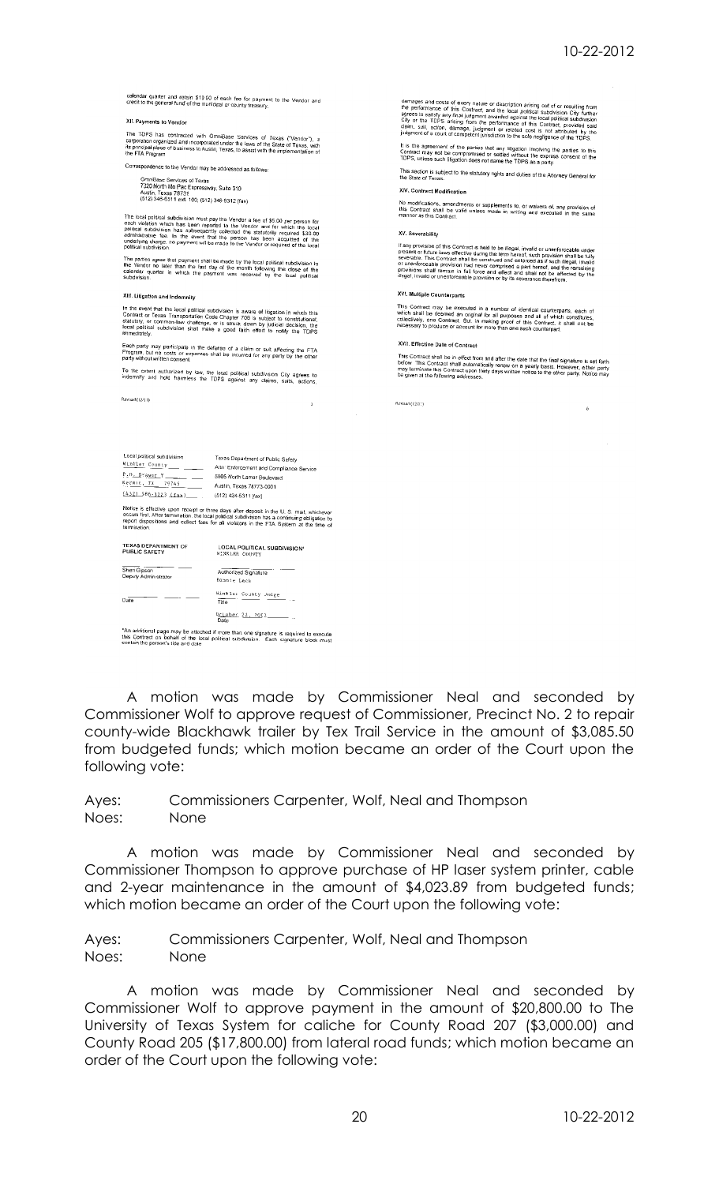calendar quarter and retain $10.00 of each fee for payment to the Vendor and credit to the general fund of the municipal or county treasury.

**XII. Payments to Vendor**

The TDPS has contracted with OmniBase Services of Texas ("Vendor"), a corporation organized and incorporated under the laws of the State of Texas, with its principal place of business in Austin, Texas, to assist with the implementation of the FTA Program.

Correspondence to the Vendor may be addressed as follows:

OmniBase Services of Texas
7320 North Mo Pac Expressway, Suite 310
Austin, Texas 78731
(512) 346-6511 ext. 100, (512) 346-9312 (fax)

The local political subdivision must pay the Vendor a fee of $6.00 per person for each violation which has been reported to the Vendor and for which the local political subdivision has subsequently collected the statutorily required $30.00 administrative fee. In the event that the person has been acquitted of the underlying charge, no payment will be made to the Vendor or required of the local political subdivision.

The parties agree that payment shall be made by the local political subdivision to the Vendor no later than the last day of the month following the close of the calendar quarter in which the payment was received by the local political subdivision.

**XIII. Litigation and Indemnity**

In the event that the local political subdivision is aware of litigation in which this Contract or Texas Transportation Code Chapter 706 is subject to constitutional, statutory, or common-law challenge, or is struck down by judicial decision, the local political subdivision shall make a good faith effort to notify the TDPS immediately.

Each party may participate in the defense of a claim or suit affecting the FTA Program, but no costs or expenses shall be incurred for any party by the other party without written consent.

To the extent authorized by law, the local political subdivision City agrees to indemnify and hold harmless the TDPS against any claims, suits, actions, damages and costs of every nature or description arising out of or resulting from the performance of this Contract, and the local political subdivision City further agrees to satisfy any final judgment awarded against the local political subdivision City or the TDPS arising from the performance of this Contract, provided said claim, suit, action, damage, judgment or related cost is not attributed by the judgment of a court of competent jurisdiction to the sole negligence of the TDPS.

It is the agreement of the parties that any litigation involving the parties to this Contract may not be compromised or settled without the express consent of the TDPS, unless such litigation does not name the TDPS as a party.

This section is subject to the statutory rights and duties of the Attorney General for the State of Texas.

**XIV. Contract Modification**

No modifications, amendments or supplements to, or waivers of, any provision of this Contract shall be valid unless made in writing and executed in the same manner as this Contract.

**XV. Severability**

If any provision of this Contract is held to be illegal, invalid or unenforceable under present or future laws effective during the term hereof, such provision shall be fully severable. This Contract shall be construed and enforced as if such illegal, invalid or unenforceable provision had never comprised a part hereof, and the remaining provisions shall remain in full force and effect and shall not be affected by the illegal, invalid or unenforceable provision or by its severance therefrom.

**XVI. Multiple Counterparts**

This Contract may be executed in a number of identical counterparts, each of which shall be deemed an original for all purposes and all of which constitutes, collectively, one Contract. But, in making proof of this Contract, it shall not be necessary to produce or account for more than one such counterpart.

**XVII. Effective Date of Contract**

This Contract shall be in effect from and after the date that the final signature is set forth below. This Contract shall automatically renew on a yearly basis. However, either party may terminate this Contract upon thirty days written notice to the other party. Notice may be given at the following addresses:

| Local political subdivision | Texas Department of Public Safety |
|---|---|
| Winkler County | Attn: Enforcement and Compliance Service |
| P.O. Drawer Y | 5805 North Lamar Boulevard |
| Kermit, TX 79745 | Austin, Texas 78773-0001 |
| (432) 586-3323 (fax) | (512) 424-5311 [fax] |

Notice is effective upon receipt or three days after deposit in the U. S. mail, whichever occurs first. After termination, the local political subdivision has a continuing obligation to report dispositions and collect fees for all violators in the FTA System at the time of termination.

| TEXAS DEPARTMENT OF PUBLIC SAFETY | LOCAL POLITICAL SUBDIVISION* Winkler County |
|---|---|
| Sherri Gipson, Deputy Administrator | Authorized Signature: Bonnie Leck |
| Date | Title: Winkler County Judge |
| | Date: October 22, 2012 |

*An additional page may be attached if more than one signature is required to execute this Contract on behalf of the local political subdivision. Each signature block must contain the person's title and date.

A motion was made by Commissioner Neal and seconded by Commissioner Wolf to approve request of Commissioner, Precinct No. 2 to repair county-wide Blackhawk trailer by Tex Trail Service in the amount of $3,085.50 from budgeted funds; which motion became an order of the Court upon the following vote:

Ayes: Commissioners Carpenter, Wolf, Neal and Thompson
Noes: None

A motion was made by Commissioner Neal and seconded by Commissioner Thompson to approve purchase of HP laser system printer, cable and 2-year maintenance in the amount of $4,023.89 from budgeted funds; which motion became an order of the Court upon the following vote:

Ayes: Commissioners Carpenter, Wolf, Neal and Thompson
Noes: None

A motion was made by Commissioner Neal and seconded by Commissioner Wolf to approve payment in the amount of $20,800.00 to The University of Texas System for caliche for County Road 207 ($3,000.00) and County Road 205 ($17,800.00) from lateral road funds; which motion became an order of the Court upon the following vote: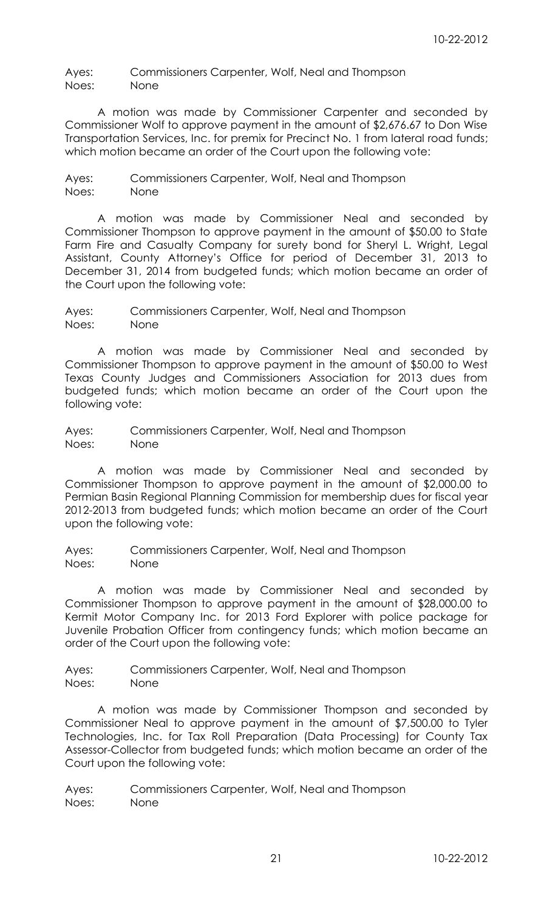Ayes: Commissioners Carpenter, Wolf, Neal and Thompson
Noes: None

A motion was made by Commissioner Carpenter and seconded by Commissioner Wolf to approve payment in the amount of $2,676.67 to Don Wise Transportation Services, Inc. for premix for Precinct No. 1 from lateral road funds; which motion became an order of the Court upon the following vote:

Ayes: Commissioners Carpenter, Wolf, Neal and Thompson
Noes: None

A motion was made by Commissioner Neal and seconded by Commissioner Thompson to approve payment in the amount of $50.00 to State Farm Fire and Casualty Company for surety bond for Sheryl L. Wright, Legal Assistant, County Attorney's Office for period of December 31, 2013 to December 31, 2014 from budgeted funds; which motion became an order of the Court upon the following vote:

Ayes: Commissioners Carpenter, Wolf, Neal and Thompson
Noes: None

A motion was made by Commissioner Neal and seconded by Commissioner Thompson to approve payment in the amount of $50.00 to West Texas County Judges and Commissioners Association for 2013 dues from budgeted funds; which motion became an order of the Court upon the following vote:

Ayes: Commissioners Carpenter, Wolf, Neal and Thompson
Noes: None

A motion was made by Commissioner Neal and seconded by Commissioner Thompson to approve payment in the amount of $2,000.00 to Permian Basin Regional Planning Commission for membership dues for fiscal year 2012-2013 from budgeted funds; which motion became an order of the Court upon the following vote:

Ayes: Commissioners Carpenter, Wolf, Neal and Thompson
Noes: None

A motion was made by Commissioner Neal and seconded by Commissioner Thompson to approve payment in the amount of $28,000.00 to Kermit Motor Company Inc. for 2013 Ford Explorer with police package for Juvenile Probation Officer from contingency funds; which motion became an order of the Court upon the following vote:

Ayes: Commissioners Carpenter, Wolf, Neal and Thompson
Noes: None

A motion was made by Commissioner Thompson and seconded by Commissioner Neal to approve payment in the amount of $7,500.00 to Tyler Technologies, Inc. for Tax Roll Preparation (Data Processing) for County Tax Assessor-Collector from budgeted funds; which motion became an order of the Court upon the following vote:

Ayes: Commissioners Carpenter, Wolf, Neal and Thompson
Noes: None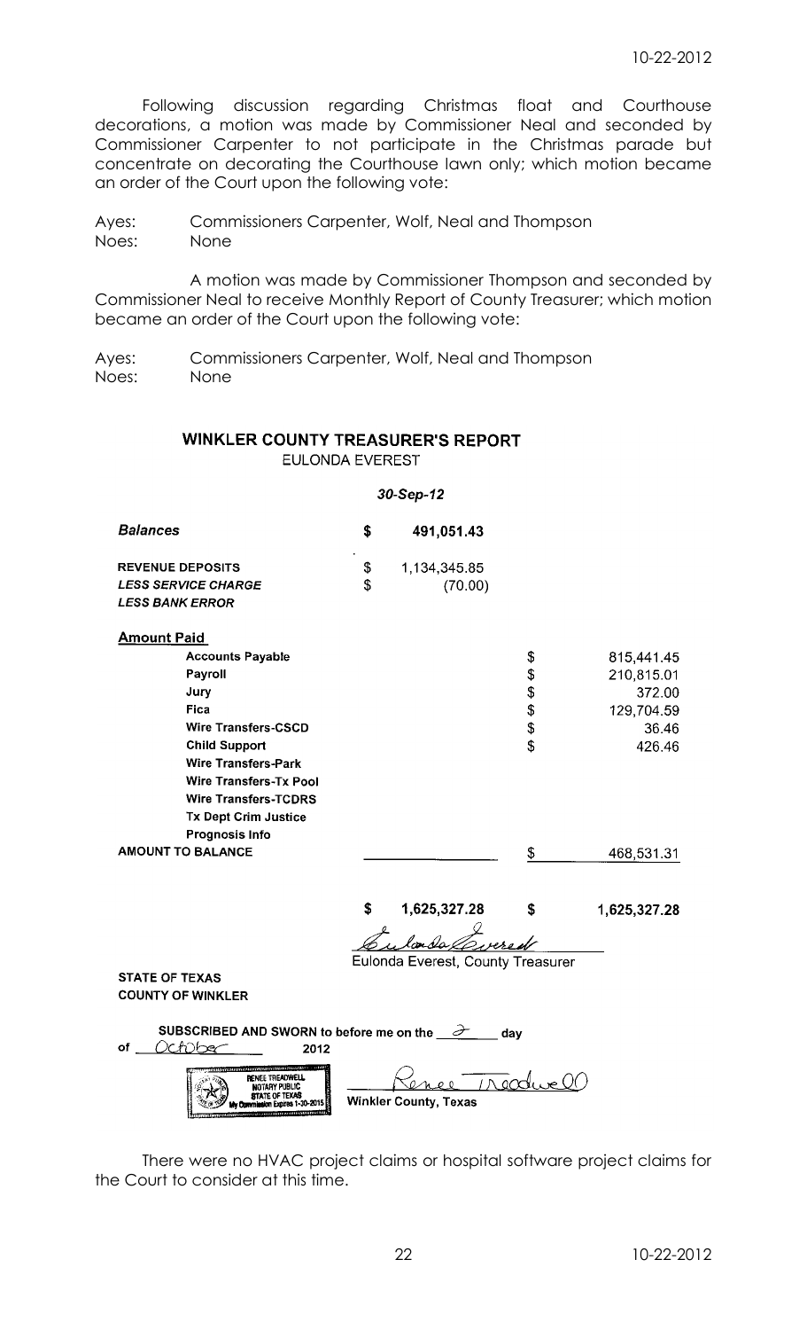Following discussion regarding Christmas float and Courthouse decorations, a motion was made by Commissioner Neal and seconded by Commissioner Carpenter to not participate in the Christmas parade but concentrate on decorating the Courthouse lawn only; which motion became an order of the Court upon the following vote:

Ayes: Commissioners Carpenter, Wolf, Neal and Thompson
Noes: None

A motion was made by Commissioner Thompson and seconded by Commissioner Neal to receive Monthly Report of County Treasurer; which motion became an order of the Court upon the following vote:

Ayes: Commissioners Carpenter, Wolf, Neal and Thompson
Noes: None

## WINKLER COUNTY TREASURER'S REPORT

EULONDA EVEREST

*30-Sep-12*

| | | | | |
|---|---|---|---|---|
| ***Balances*** | $ | 491,051.43 | | |
| **REVENUE DEPOSITS** | $ | 1,134,345.85 | | |
| ***LESS SERVICE CHARGE*** | $ | (70.00) | | |
| ***LESS BANK ERROR*** | | | | |
| **Amount Paid** | | | | |
| **Accounts Payable** | | | $ | 815,441.45 |
| **Payroll** | | | $ | 210,815.01 |
| **Jury** | | | $ | 372.00 |
| **Fica** | | | $ | 129,704.59 |
| **Wire Transfers-CSCD** | | | $ | 36.46 |
| **Child Support** | | | $ | 426.46 |
| **Wire Transfers-Park** | | | | |
| **Wire Transfers-Tx Pool** | | | | |
| **Wire Transfers-TCDRS** | | | | |
| **Tx Dept Crim Justice** | | | | |
| **Prognosis Info** | | | | |
| **AMOUNT TO BALANCE** | | | $ | 468,531.31 |
| | $ | 1,625,327.28 | $ | 1,625,327.28 |

Eulonda Everest (signature)
Eulonda Everest, County Treasurer

**STATE OF TEXAS**
**COUNTY OF WINKLER**

**SUBSCRIBED AND SWORN to before me on the** 2 **day of** October **2012**

RENEE TREADWELL
NOTARY PUBLIC
STATE OF TEXAS
My Commission Expires 1-30-2015

Renee Treadwell (signature)
**Winkler County, Texas**

There were no HVAC project claims or hospital software project claims for the Court to consider at this time.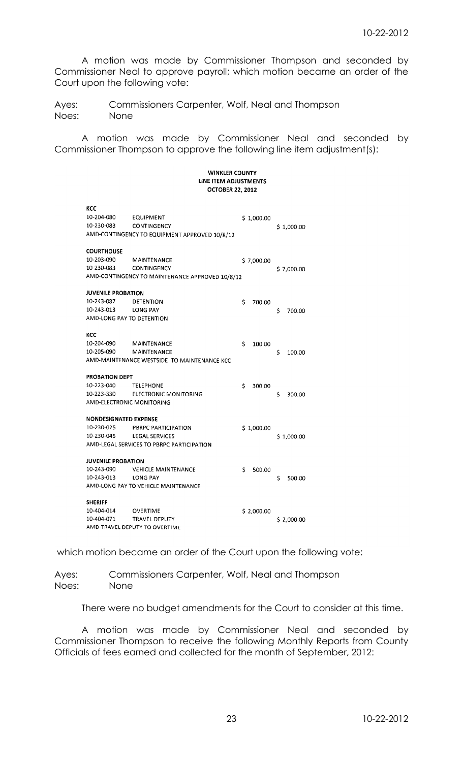A motion was made by Commissioner Thompson and seconded by Commissioner Neal to approve payroll; which motion became an order of the Court upon the following vote:

Ayes: Commissioners Carpenter, Wolf, Neal and Thompson
Noes: None

A motion was made by Commissioner Neal and seconded by Commissioner Thompson to approve the following line item adjustment(s):

**WINKLER COUNTY**
**LINE ITEM ADJUSTMENTS**
**OCTOBER 22, 2012**

| | | | |
|---|---|---|---|
| **KCC** | | | |
| 10-204-080 | EQUIPMENT | $ 1,000.00 | |
| 10-230-083 | CONTINGENCY | | $ 1,000.00 |
| AMD-CONTINGENCY TO EQUIPMENT APPROVED 10/8/12 | | | |
| **COURTHOUSE** | | | |
| 10-203-090 | MAINTENANCE | $ 7,000.00 | |
| 10-230-083 | CONTINGENCY | | $ 7,000.00 |
| AMD-CONTINGENCY TO MAINTENANCE APPROVED 10/8/12 | | | |
| **JUVENILE PROBATION** | | | |
| 10-243-087 | DETENTION | $ 700.00 | |
| 10-243-013 | LONG PAY | | $ 700.00 |
| AMD-LONG PAY TO DETENTION | | | |
| **KCC** | | | |
| 10-204-090 | MAINTENANCE | $ 100.00 | |
| 10-205-090 | MAINTENANCE | | $ 100.00 |
| AMD-MAINTENANCE WESTSIDE TO MAINTENANCE KCC | | | |
| **PROBATION DEPT** | | | |
| 10-223-040 | TELEPHONE | $ 300.00 | |
| 10-223-330 | ELECTRONIC MONITORING | | $ 300.00 |
| AMD-ELECTRONIC MONITORING | | | |
| **NONDESIGNATED EXPENSE** | | | |
| 10-230-025 | PBRPC PARTICIPATION | $ 1,000.00 | |
| 10-230-045 | LEGAL SERVICES | | $ 1,000.00 |
| AMD-LEGAL SERVICES TO PBRPC PARTICIPATION | | | |
| **JUVENILE PROBATION** | | | |
| 10-243-090 | VEHICLE MAINTENANCE | $ 500.00 | |
| 10-243-013 | LONG PAY | | $ 500.00 |
| AMD-LONG PAY TO VEHICLE MAINTENANCE | | | |
| **SHERIFF** | | | |
| 10-404-014 | OVERTIME | $ 2,000.00 | |
| 10-404-071 | TRAVEL DEPUTY | | $ 2,000.00 |
| AMD-TRAVEL DEPUTY TO OVERTIME | | | |

which motion became an order of the Court upon the following vote:

Ayes: Commissioners Carpenter, Wolf, Neal and Thompson
Noes: None

There were no budget amendments for the Court to consider at this time.

A motion was made by Commissioner Neal and seconded by Commissioner Thompson to receive the following Monthly Reports from County Officials of fees earned and collected for the month of September, 2012: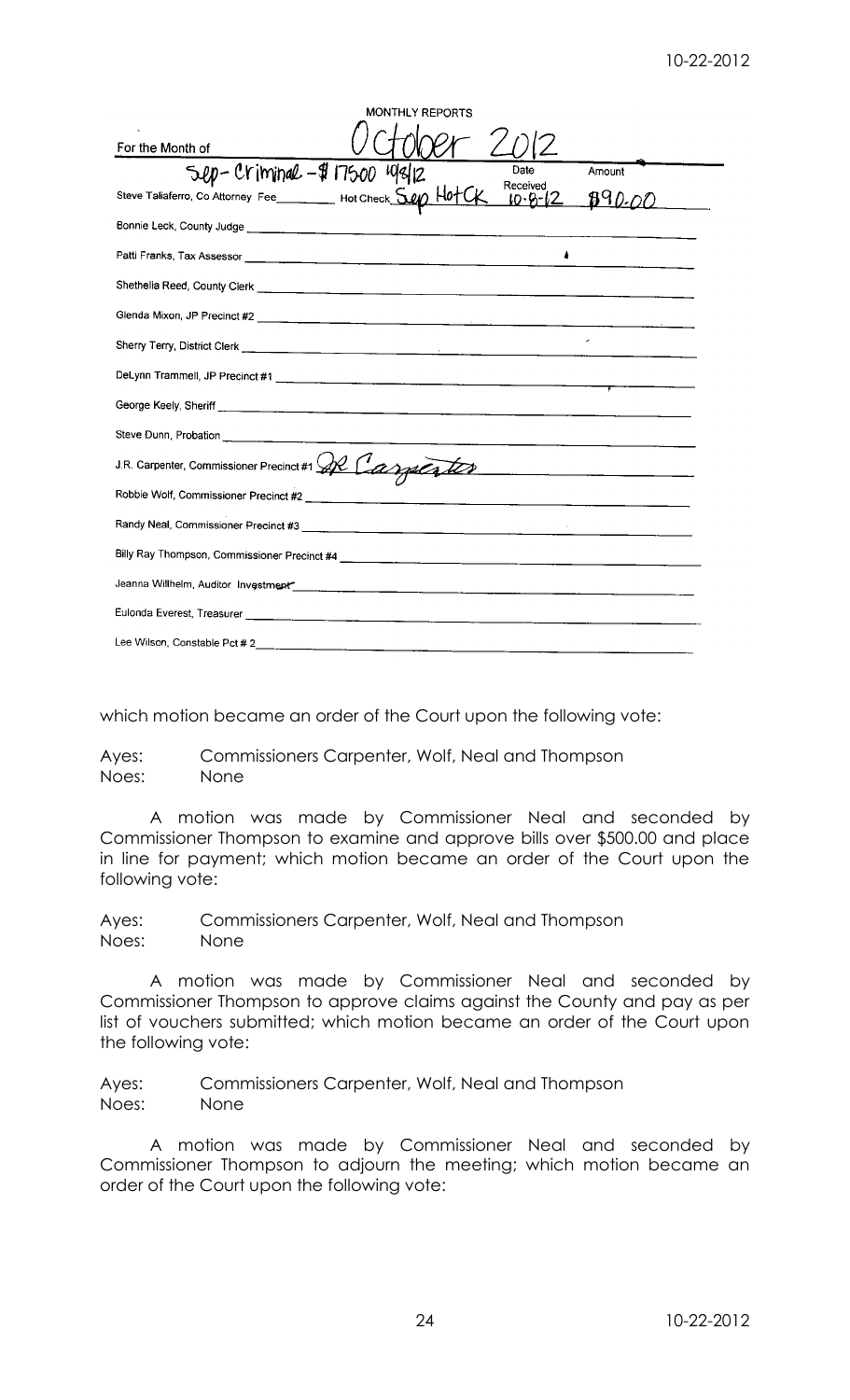MONTHLY REPORTS

For the Month of October 2012

| | | Date Received | Amount |
|---|---|---|---|
| Steve Taliaferro, Co Attorney Fee ______ | Sep - Criminal - $ 175.00 10/8/12 Hot Check Sep Hot CK | 10-8-12 | $90.00 |
| Bonnie Leck, County Judge | | | |
| Patti Franks, Tax Assessor | | | |
| Shethelia Reed, County Clerk | | | |
| Glenda Mixon, JP Precinct #2 | | | |
| Sherry Terry, District Clerk | | | |
| DeLynn Trammell, JP Precinct #1 | | | |
| George Keely, Sheriff | | | |
| Steve Dunn, Probation | | | |
| J.R. Carpenter, Commissioner Precinct #1 | JR Carpenter | | |
| Robbie Wolf, Commissioner Precinct #2 | | | |
| Randy Neal, Commissioner Precinct #3 | | | |
| Billy Ray Thompson, Commissioner Precinct #4 | | | |
| Jeanna Willhelm, Auditor Investment | | | |
| Eulonda Everest, Treasurer | | | |
| Lee Wilson, Constable Pct # 2 | | | |

which motion became an order of the Court upon the following vote:

Ayes: Commissioners Carpenter, Wolf, Neal and Thompson
Noes: None

A motion was made by Commissioner Neal and seconded by Commissioner Thompson to examine and approve bills over $500.00 and place in line for payment; which motion became an order of the Court upon the following vote:

Ayes: Commissioners Carpenter, Wolf, Neal and Thompson
Noes: None

A motion was made by Commissioner Neal and seconded by Commissioner Thompson to approve claims against the County and pay as per list of vouchers submitted; which motion became an order of the Court upon the following vote:

Ayes: Commissioners Carpenter, Wolf, Neal and Thompson
Noes: None

A motion was made by Commissioner Neal and seconded by Commissioner Thompson to adjourn the meeting; which motion became an order of the Court upon the following vote: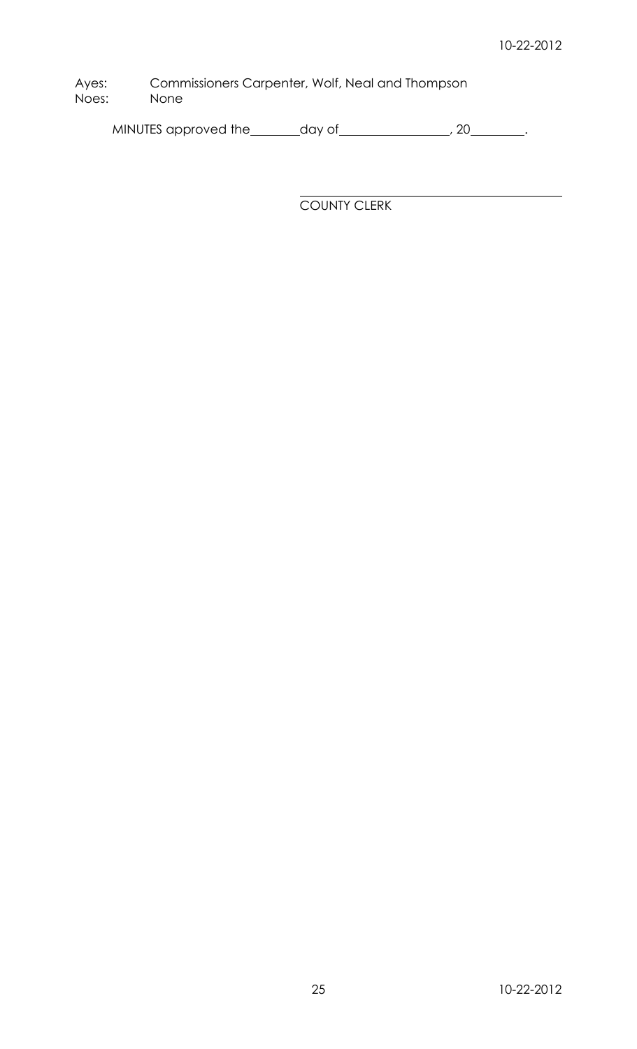Ayes: Commissioners Carpenter, Wolf, Neal and Thompson
Noes: None

MINUTES approved the ________ day of ________________, 20________.

_________________________________
COUNTY CLERK